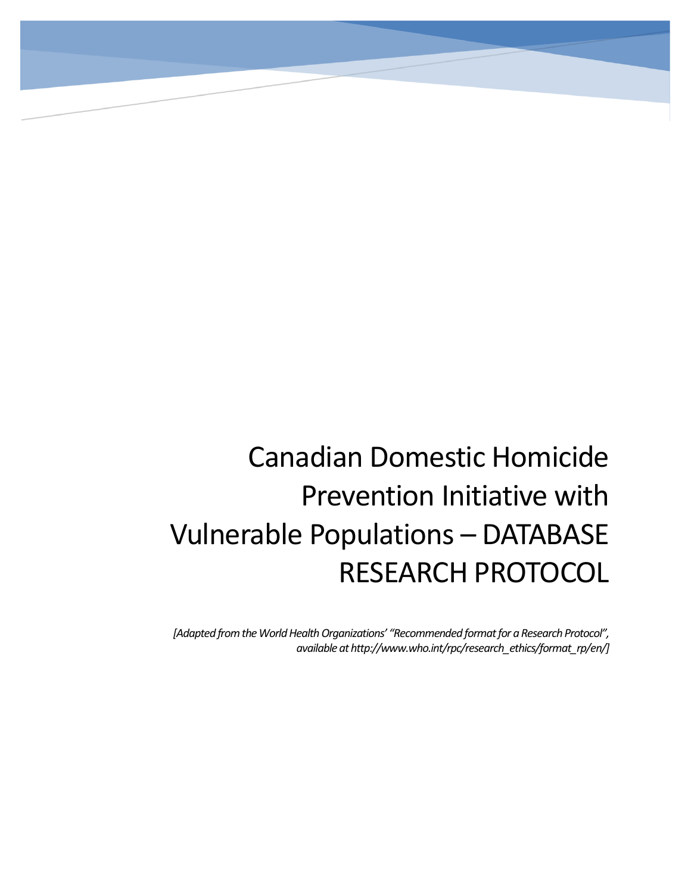# Canadian Domestic Homicide Prevention Initiative with Vulnerable Populations – DATABASE RESEARCH PROTOCOL

*[Adapted from the World Health Organizations' "Recommended format for a Research Protocol", available at http://www.who.int/rpc/research_ethics/format_rp/en/]*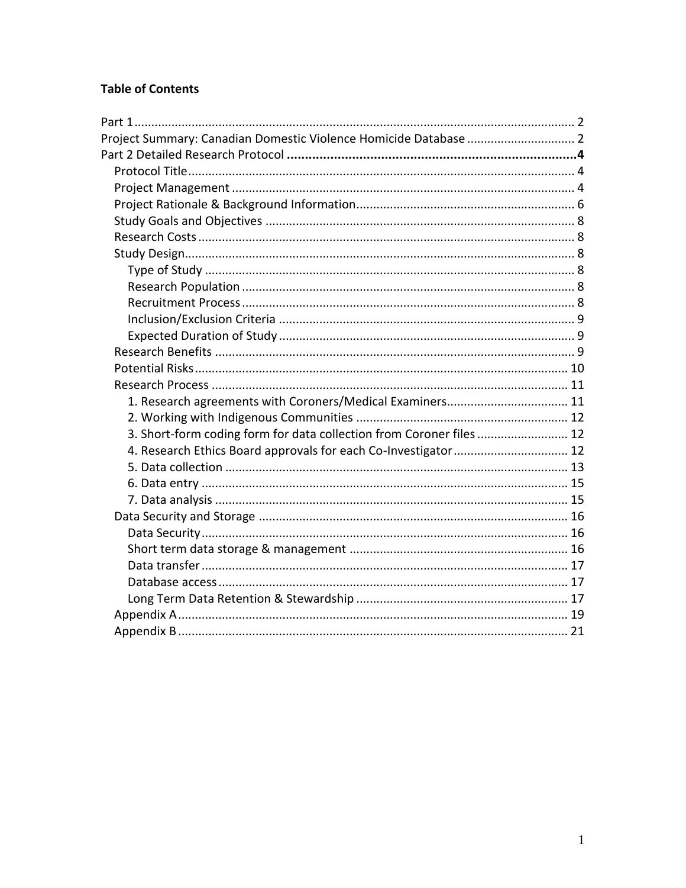**Table of Contents**

- Part 1 .......... 2
- Project Summary: Canadian Domestic Violence Homicide Database .......... 2
- **Part 2 Detailed Research Protocol .......... 4**
  - Protocol Title .......... 4
  - Project Management .......... 4
  - Project Rationale & Background Information .......... 6
  - Study Goals and Objectives .......... 8
  - Research Costs .......... 8
  - Study Design .......... 8
    - Type of Study .......... 8
    - Research Population .......... 8
    - Recruitment Process .......... 8
    - Inclusion/Exclusion Criteria .......... 9
    - Expected Duration of Study .......... 9
  - Research Benefits .......... 9
  - Potential Risks .......... 10
  - Research Process .......... 11
    - 1. Research agreements with Coroners/Medical Examiners .......... 11
    - 2. Working with Indigenous Communities .......... 12
    - 3. Short-form coding form for data collection from Coroner files .......... 12
    - 4. Research Ethics Board approvals for each Co-Investigator .......... 12
    - 5. Data collection .......... 13
    - 6. Data entry .......... 15
    - 7. Data analysis .......... 15
  - Data Security and Storage .......... 16
    - Data Security .......... 16
    - Short term data storage & management .......... 16
    - Data transfer .......... 17
    - Database access .......... 17
    - Long Term Data Retention & Stewardship .......... 17
  - Appendix A .......... 19
  - Appendix B .......... 21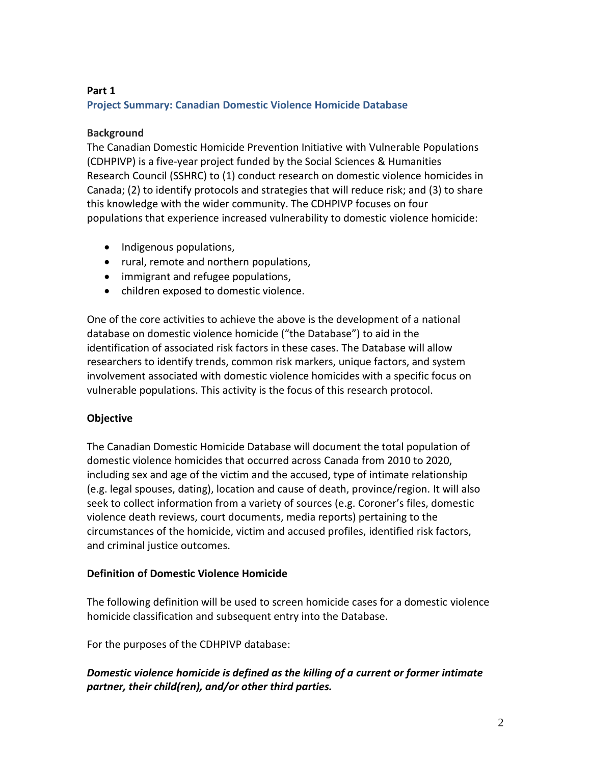**Part 1**

## Project Summary: Canadian Domestic Violence Homicide Database

### Background

The Canadian Domestic Homicide Prevention Initiative with Vulnerable Populations (CDHPIVP) is a five-year project funded by the Social Sciences & Humanities Research Council (SSHRC) to (1) conduct research on domestic violence homicides in Canada; (2) to identify protocols and strategies that will reduce risk; and (3) to share this knowledge with the wider community. The CDHPIVP focuses on four populations that experience increased vulnerability to domestic violence homicide:

- Indigenous populations,
- rural, remote and northern populations,
- immigrant and refugee populations,
- children exposed to domestic violence.

One of the core activities to achieve the above is the development of a national database on domestic violence homicide ("the Database") to aid in the identification of associated risk factors in these cases. The Database will allow researchers to identify trends, common risk markers, unique factors, and system involvement associated with domestic violence homicides with a specific focus on vulnerable populations. This activity is the focus of this research protocol.

### Objective

The Canadian Domestic Homicide Database will document the total population of domestic violence homicides that occurred across Canada from 2010 to 2020, including sex and age of the victim and the accused, type of intimate relationship (e.g. legal spouses, dating), location and cause of death, province/region. It will also seek to collect information from a variety of sources (e.g. Coroner's files, domestic violence death reviews, court documents, media reports) pertaining to the circumstances of the homicide, victim and accused profiles, identified risk factors, and criminal justice outcomes.

### Definition of Domestic Violence Homicide

The following definition will be used to screen homicide cases for a domestic violence homicide classification and subsequent entry into the Database.

For the purposes of the CDHPIVP database:

***Domestic violence homicide is defined as the killing of a current or former intimate partner, their child(ren), and/or other third parties.***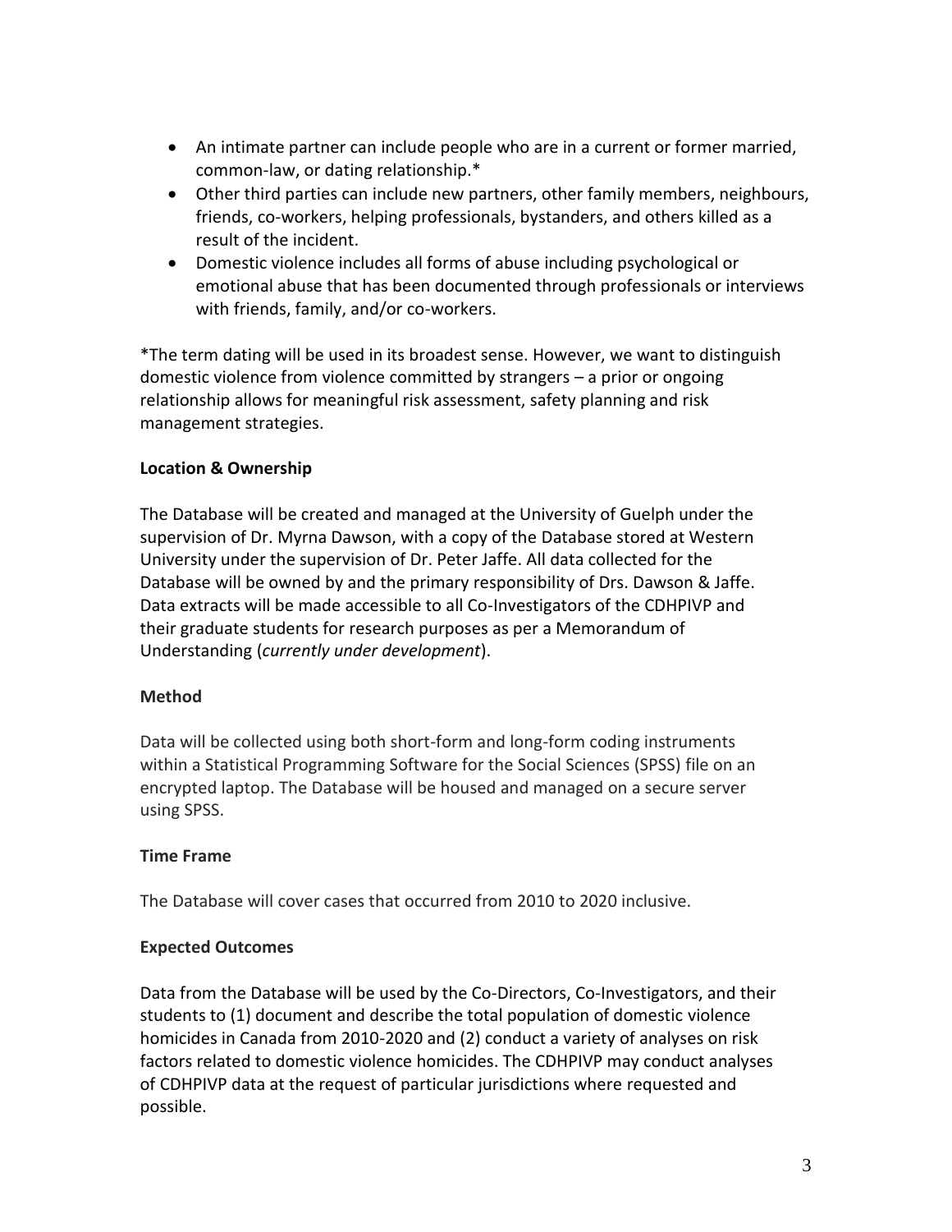- An intimate partner can include people who are in a current or former married, common-law, or dating relationship.*
- Other third parties can include new partners, other family members, neighbours, friends, co-workers, helping professionals, bystanders, and others killed as a result of the incident.
- Domestic violence includes all forms of abuse including psychological or emotional abuse that has been documented through professionals or interviews with friends, family, and/or co-workers.

*The term dating will be used in its broadest sense. However, we want to distinguish domestic violence from violence committed by strangers – a prior or ongoing relationship allows for meaningful risk assessment, safety planning and risk management strategies.

**Location & Ownership**

The Database will be created and managed at the University of Guelph under the supervision of Dr. Myrna Dawson, with a copy of the Database stored at Western University under the supervision of Dr. Peter Jaffe. All data collected for the Database will be owned by and the primary responsibility of Drs. Dawson & Jaffe. Data extracts will be made accessible to all Co-Investigators of the CDHPIVP and their graduate students for research purposes as per a Memorandum of Understanding (*currently under development*).

**Method**

Data will be collected using both short-form and long-form coding instruments within a Statistical Programming Software for the Social Sciences (SPSS) file on an encrypted laptop. The Database will be housed and managed on a secure server using SPSS.

**Time Frame**

The Database will cover cases that occurred from 2010 to 2020 inclusive.

**Expected Outcomes**

Data from the Database will be used by the Co-Directors, Co-Investigators, and their students to (1) document and describe the total population of domestic violence homicides in Canada from 2010-2020 and (2) conduct a variety of analyses on risk factors related to domestic violence homicides. The CDHPIVP may conduct analyses of CDHPIVP data at the request of particular jurisdictions where requested and possible.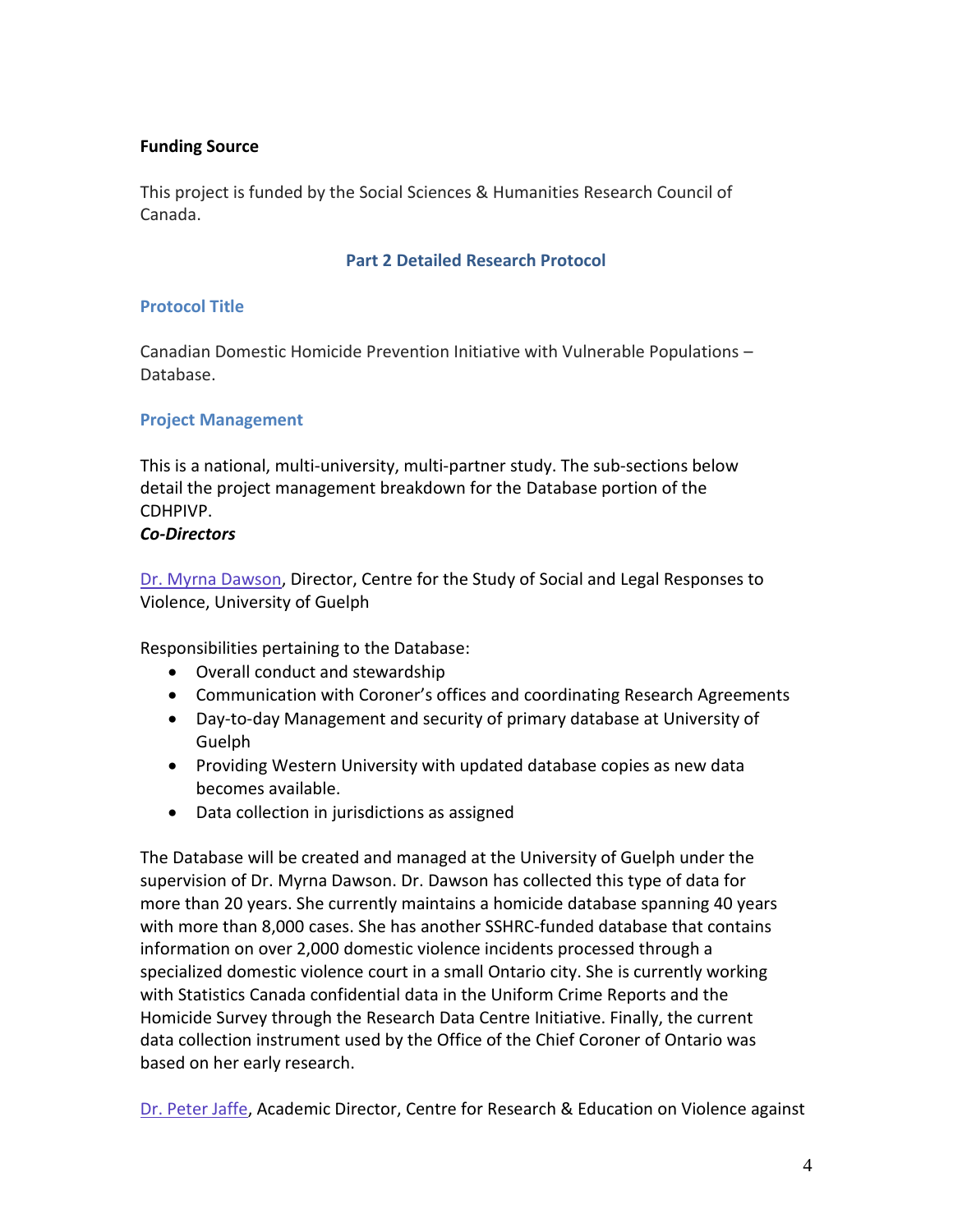**Funding Source**

This project is funded by the Social Sciences & Humanities Research Council of Canada.

## Part 2 Detailed Research Protocol

### Protocol Title

Canadian Domestic Homicide Prevention Initiative with Vulnerable Populations – Database.

### Project Management

This is a national, multi-university, multi-partner study. The sub-sections below detail the project management breakdown for the Database portion of the CDHPIVP.

***Co-Directors***

Dr. Myrna Dawson, Director, Centre for the Study of Social and Legal Responses to Violence, University of Guelph

Responsibilities pertaining to the Database:

- Overall conduct and stewardship
- Communication with Coroner's offices and coordinating Research Agreements
- Day-to-day Management and security of primary database at University of Guelph
- Providing Western University with updated database copies as new data becomes available.
- Data collection in jurisdictions as assigned

The Database will be created and managed at the University of Guelph under the supervision of Dr. Myrna Dawson. Dr. Dawson has collected this type of data for more than 20 years. She currently maintains a homicide database spanning 40 years with more than 8,000 cases. She has another SSHRC-funded database that contains information on over 2,000 domestic violence incidents processed through a specialized domestic violence court in a small Ontario city. She is currently working with Statistics Canada confidential data in the Uniform Crime Reports and the Homicide Survey through the Research Data Centre Initiative. Finally, the current data collection instrument used by the Office of the Chief Coroner of Ontario was based on her early research.

Dr. Peter Jaffe, Academic Director, Centre for Research & Education on Violence against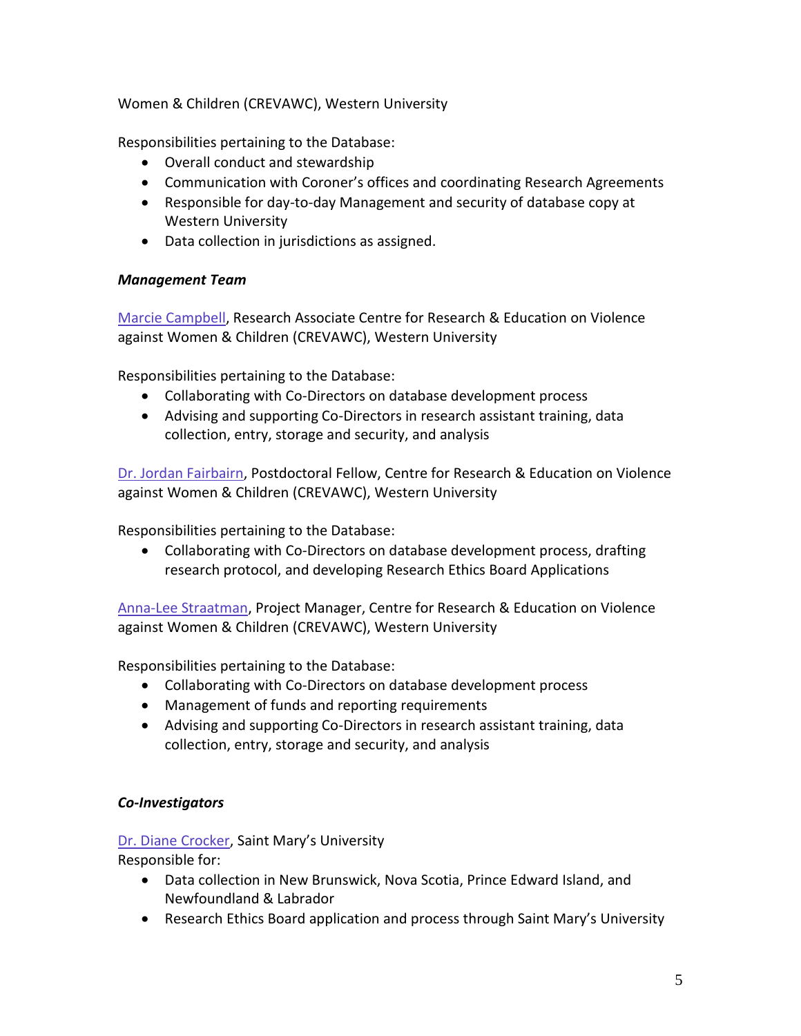Women & Children (CREVAWC), Western University

Responsibilities pertaining to the Database:

- Overall conduct and stewardship
- Communication with Coroner's offices and coordinating Research Agreements
- Responsible for day-to-day Management and security of database copy at Western University
- Data collection in jurisdictions as assigned.

***Management Team***

Marcie Campbell, Research Associate Centre for Research & Education on Violence against Women & Children (CREVAWC), Western University

Responsibilities pertaining to the Database:

- Collaborating with Co-Directors on database development process
- Advising and supporting Co-Directors in research assistant training, data collection, entry, storage and security, and analysis

Dr. Jordan Fairbairn, Postdoctoral Fellow, Centre for Research & Education on Violence against Women & Children (CREVAWC), Western University

Responsibilities pertaining to the Database:

- Collaborating with Co-Directors on database development process, drafting research protocol, and developing Research Ethics Board Applications

Anna-Lee Straatman, Project Manager, Centre for Research & Education on Violence against Women & Children (CREVAWC), Western University

Responsibilities pertaining to the Database:

- Collaborating with Co-Directors on database development process
- Management of funds and reporting requirements
- Advising and supporting Co-Directors in research assistant training, data collection, entry, storage and security, and analysis

***Co-Investigators***

Dr. Diane Crocker, Saint Mary's University
Responsible for:

- Data collection in New Brunswick, Nova Scotia, Prince Edward Island, and Newfoundland & Labrador
- Research Ethics Board application and process through Saint Mary's University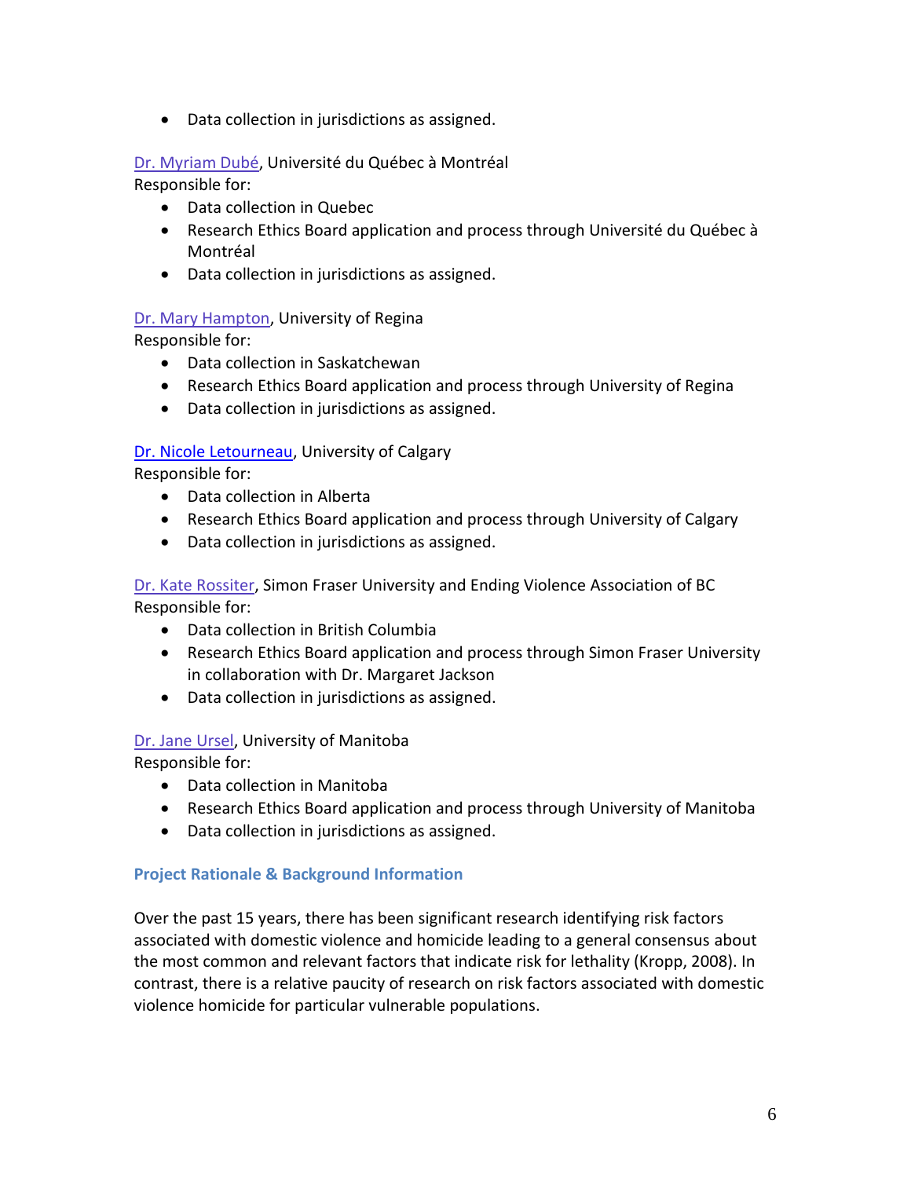- Data collection in jurisdictions as assigned.

Dr. Myriam Dubé, Université du Québec à Montréal
Responsible for:

- Data collection in Quebec
- Research Ethics Board application and process through Université du Québec à Montréal
- Data collection in jurisdictions as assigned.

Dr. Mary Hampton, University of Regina
Responsible for:

- Data collection in Saskatchewan
- Research Ethics Board application and process through University of Regina
- Data collection in jurisdictions as assigned.

Dr. Nicole Letourneau, University of Calgary
Responsible for:

- Data collection in Alberta
- Research Ethics Board application and process through University of Calgary
- Data collection in jurisdictions as assigned.

Dr. Kate Rossiter, Simon Fraser University and Ending Violence Association of BC
Responsible for:

- Data collection in British Columbia
- Research Ethics Board application and process through Simon Fraser University in collaboration with Dr. Margaret Jackson
- Data collection in jurisdictions as assigned.

Dr. Jane Ursel, University of Manitoba
Responsible for:

- Data collection in Manitoba
- Research Ethics Board application and process through University of Manitoba
- Data collection in jurisdictions as assigned.

### Project Rationale & Background Information

Over the past 15 years, there has been significant research identifying risk factors associated with domestic violence and homicide leading to a general consensus about the most common and relevant factors that indicate risk for lethality (Kropp, 2008). In contrast, there is a relative paucity of research on risk factors associated with domestic violence homicide for particular vulnerable populations.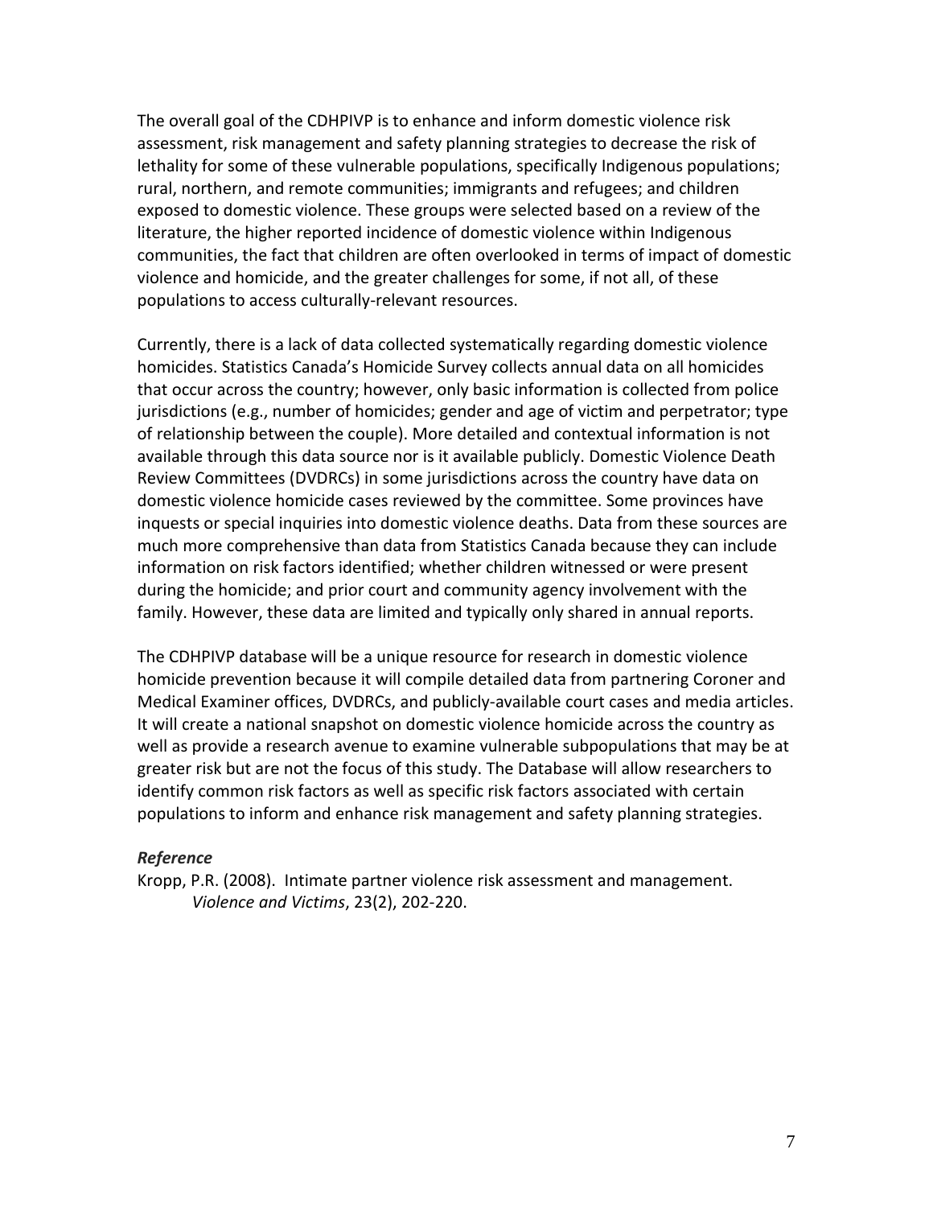The overall goal of the CDHPIVP is to enhance and inform domestic violence risk assessment, risk management and safety planning strategies to decrease the risk of lethality for some of these vulnerable populations, specifically Indigenous populations; rural, northern, and remote communities; immigrants and refugees; and children exposed to domestic violence. These groups were selected based on a review of the literature, the higher reported incidence of domestic violence within Indigenous communities, the fact that children are often overlooked in terms of impact of domestic violence and homicide, and the greater challenges for some, if not all, of these populations to access culturally-relevant resources.

Currently, there is a lack of data collected systematically regarding domestic violence homicides. Statistics Canada's Homicide Survey collects annual data on all homicides that occur across the country; however, only basic information is collected from police jurisdictions (e.g., number of homicides; gender and age of victim and perpetrator; type of relationship between the couple). More detailed and contextual information is not available through this data source nor is it available publicly. Domestic Violence Death Review Committees (DVDRCs) in some jurisdictions across the country have data on domestic violence homicide cases reviewed by the committee. Some provinces have inquests or special inquiries into domestic violence deaths. Data from these sources are much more comprehensive than data from Statistics Canada because they can include information on risk factors identified; whether children witnessed or were present during the homicide; and prior court and community agency involvement with the family. However, these data are limited and typically only shared in annual reports.

The CDHPIVP database will be a unique resource for research in domestic violence homicide prevention because it will compile detailed data from partnering Coroner and Medical Examiner offices, DVDRCs, and publicly-available court cases and media articles. It will create a national snapshot on domestic violence homicide across the country as well as provide a research avenue to examine vulnerable subpopulations that may be at greater risk but are not the focus of this study. The Database will allow researchers to identify common risk factors as well as specific risk factors associated with certain populations to inform and enhance risk management and safety planning strategies.

***Reference***

Kropp, P.R. (2008). Intimate partner violence risk assessment and management. *Violence and Victims*, 23(2), 202-220.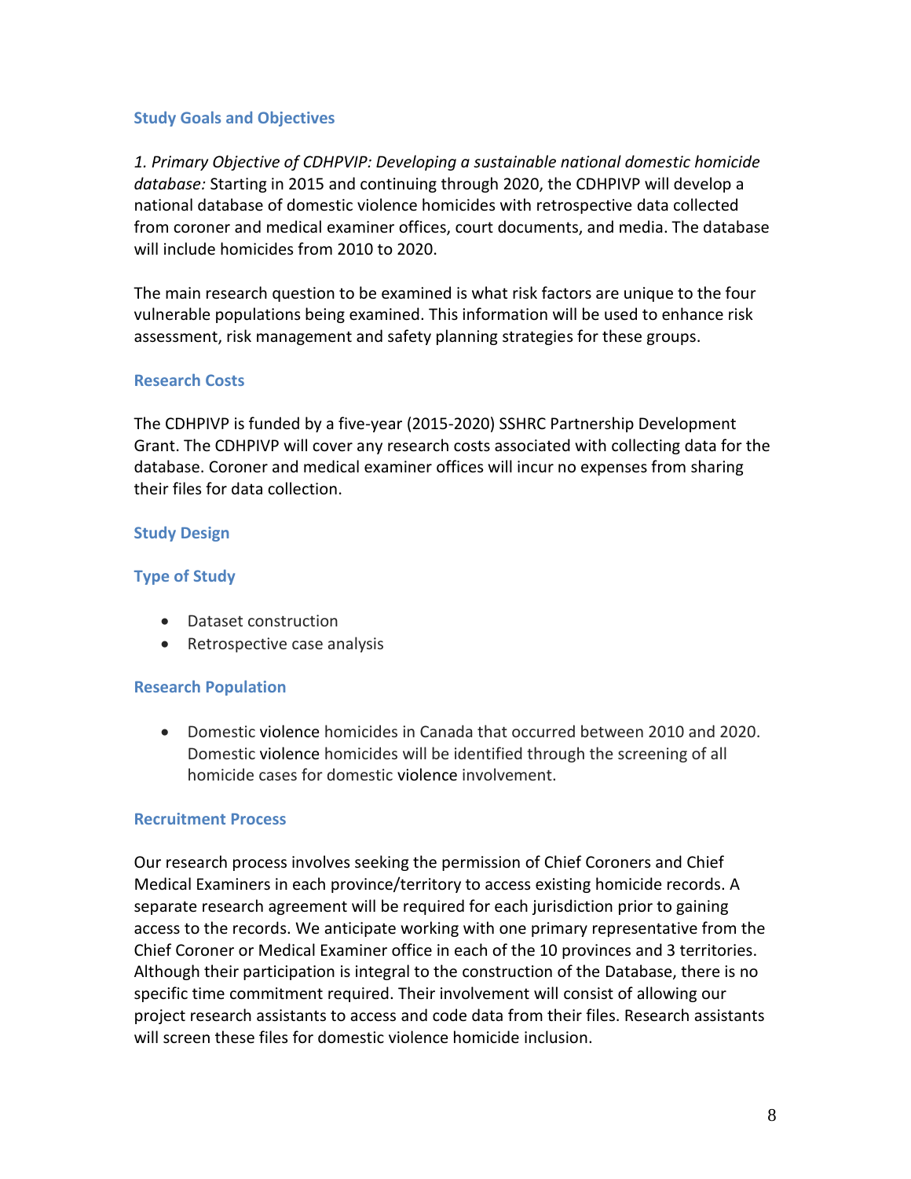## Study Goals and Objectives

*1. Primary Objective of CDHPVIP: Developing a sustainable national domestic homicide database:* Starting in 2015 and continuing through 2020, the CDHPIVP will develop a national database of domestic violence homicides with retrospective data collected from coroner and medical examiner offices, court documents, and media. The database will include homicides from 2010 to 2020.

The main research question to be examined is what risk factors are unique to the four vulnerable populations being examined. This information will be used to enhance risk assessment, risk management and safety planning strategies for these groups.

## Research Costs

The CDHPIVP is funded by a five-year (2015-2020) SSHRC Partnership Development Grant. The CDHPIVP will cover any research costs associated with collecting data for the database. Coroner and medical examiner offices will incur no expenses from sharing their files for data collection.

## Study Design

### Type of Study

- Dataset construction
- Retrospective case analysis

### Research Population

- Domestic violence homicides in Canada that occurred between 2010 and 2020. Domestic violence homicides will be identified through the screening of all homicide cases for domestic violence involvement.

### Recruitment Process

Our research process involves seeking the permission of Chief Coroners and Chief Medical Examiners in each province/territory to access existing homicide records. A separate research agreement will be required for each jurisdiction prior to gaining access to the records. We anticipate working with one primary representative from the Chief Coroner or Medical Examiner office in each of the 10 provinces and 3 territories. Although their participation is integral to the construction of the Database, there is no specific time commitment required. Their involvement will consist of allowing our project research assistants to access and code data from their files. Research assistants will screen these files for domestic violence homicide inclusion.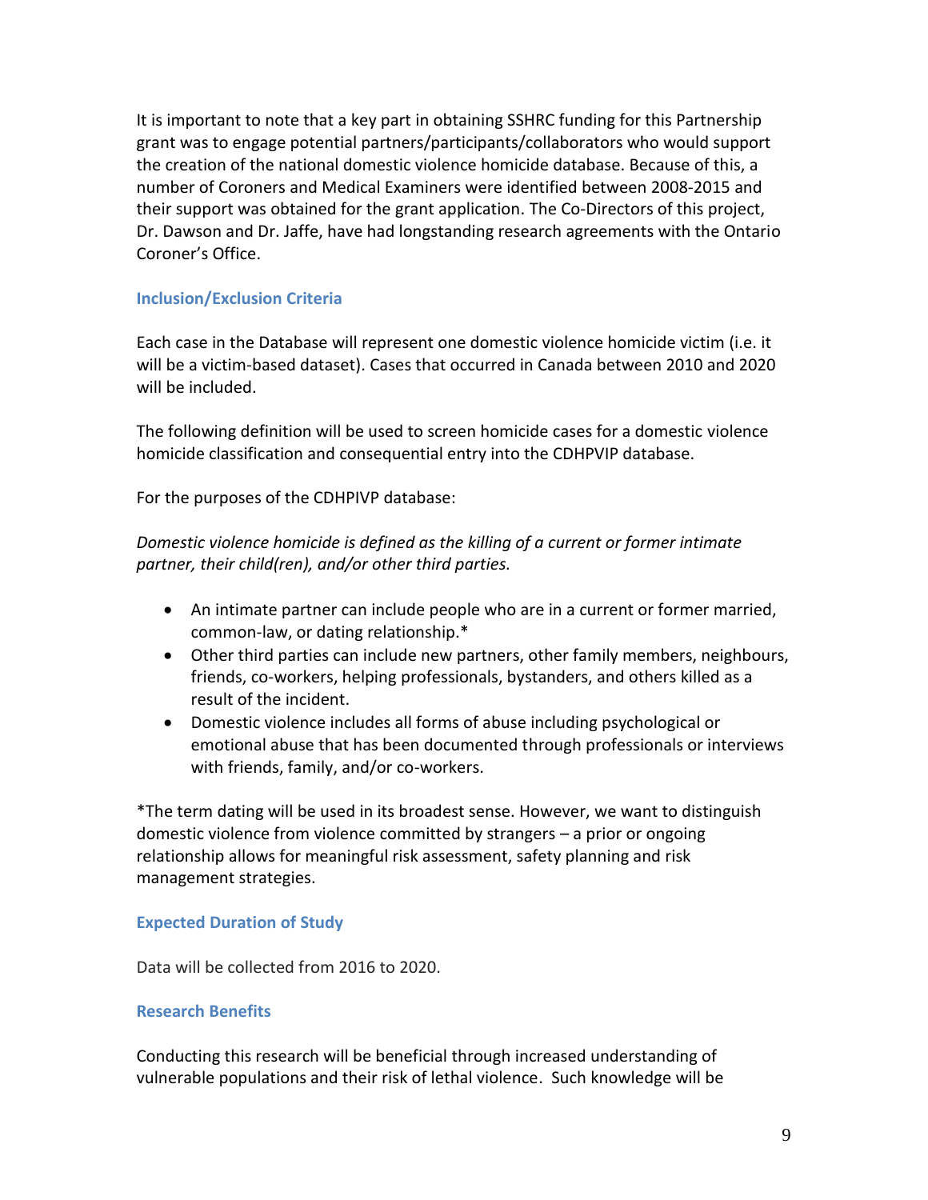It is important to note that a key part in obtaining SSHRC funding for this Partnership grant was to engage potential partners/participants/collaborators who would support the creation of the national domestic violence homicide database. Because of this, a number of Coroners and Medical Examiners were identified between 2008-2015 and their support was obtained for the grant application. The Co-Directors of this project, Dr. Dawson and Dr. Jaffe, have had longstanding research agreements with the Ontario Coroner's Office.

### Inclusion/Exclusion Criteria

Each case in the Database will represent one domestic violence homicide victim (i.e. it will be a victim-based dataset). Cases that occurred in Canada between 2010 and 2020 will be included.

The following definition will be used to screen homicide cases for a domestic violence homicide classification and consequential entry into the CDHPVIP database.

For the purposes of the CDHPIVP database:

*Domestic violence homicide is defined as the killing of a current or former intimate partner, their child(ren), and/or other third parties.*

- An intimate partner can include people who are in a current or former married, common-law, or dating relationship.*
- Other third parties can include new partners, other family members, neighbours, friends, co-workers, helping professionals, bystanders, and others killed as a result of the incident.
- Domestic violence includes all forms of abuse including psychological or emotional abuse that has been documented through professionals or interviews with friends, family, and/or co-workers.

*The term dating will be used in its broadest sense. However, we want to distinguish domestic violence from violence committed by strangers – a prior or ongoing relationship allows for meaningful risk assessment, safety planning and risk management strategies.

### Expected Duration of Study

Data will be collected from 2016 to 2020.

### Research Benefits

Conducting this research will be beneficial through increased understanding of vulnerable populations and their risk of lethal violence. Such knowledge will be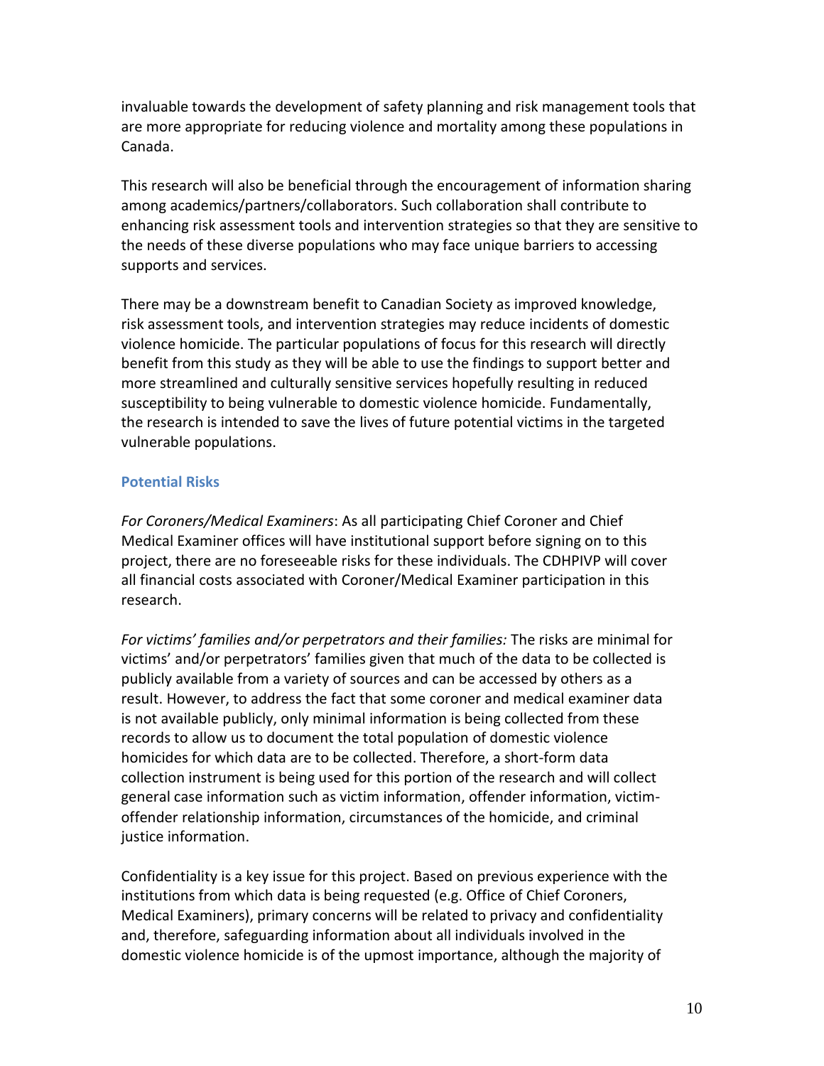invaluable towards the development of safety planning and risk management tools that are more appropriate for reducing violence and mortality among these populations in Canada.

This research will also be beneficial through the encouragement of information sharing among academics/partners/collaborators. Such collaboration shall contribute to enhancing risk assessment tools and intervention strategies so that they are sensitive to the needs of these diverse populations who may face unique barriers to accessing supports and services.

There may be a downstream benefit to Canadian Society as improved knowledge, risk assessment tools, and intervention strategies may reduce incidents of domestic violence homicide. The particular populations of focus for this research will directly benefit from this study as they will be able to use the findings to support better and more streamlined and culturally sensitive services hopefully resulting in reduced susceptibility to being vulnerable to domestic violence homicide. Fundamentally, the research is intended to save the lives of future potential victims in the targeted vulnerable populations.

### Potential Risks

*For Coroners/Medical Examiners*: As all participating Chief Coroner and Chief Medical Examiner offices will have institutional support before signing on to this project, there are no foreseeable risks for these individuals. The CDHPIVP will cover all financial costs associated with Coroner/Medical Examiner participation in this research.

*For victims' families and/or perpetrators and their families:* The risks are minimal for victims' and/or perpetrators' families given that much of the data to be collected is publicly available from a variety of sources and can be accessed by others as a result. However, to address the fact that some coroner and medical examiner data is not available publicly, only minimal information is being collected from these records to allow us to document the total population of domestic violence homicides for which data are to be collected. Therefore, a short-form data collection instrument is being used for this portion of the research and will collect general case information such as victim information, offender information, victim-offender relationship information, circumstances of the homicide, and criminal justice information.

Confidentiality is a key issue for this project. Based on previous experience with the institutions from which data is being requested (e.g. Office of Chief Coroners, Medical Examiners), primary concerns will be related to privacy and confidentiality and, therefore, safeguarding information about all individuals involved in the domestic violence homicide is of the upmost importance, although the majority of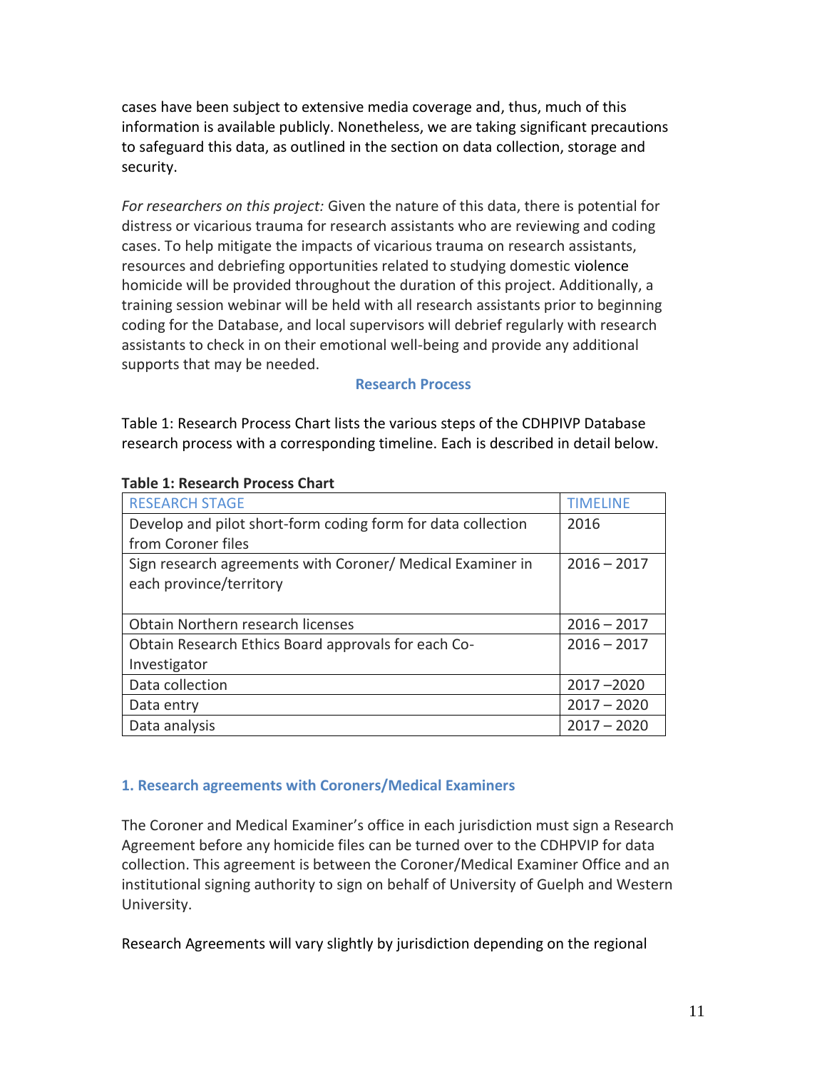cases have been subject to extensive media coverage and, thus, much of this information is available publicly. Nonetheless, we are taking significant precautions to safeguard this data, as outlined in the section on data collection, storage and security.

*For researchers on this project:* Given the nature of this data, there is potential for distress or vicarious trauma for research assistants who are reviewing and coding cases. To help mitigate the impacts of vicarious trauma on research assistants, resources and debriefing opportunities related to studying domestic violence homicide will be provided throughout the duration of this project. Additionally, a training session webinar will be held with all research assistants prior to beginning coding for the Database, and local supervisors will debrief regularly with research assistants to check in on their emotional well-being and provide any additional supports that may be needed.

## Research Process

Table 1: Research Process Chart lists the various steps of the CDHPIVP Database research process with a corresponding timeline. Each is described in detail below.

**Table 1: Research Process Chart**

| RESEARCH STAGE | TIMELINE |
|---|---|
| Develop and pilot short-form coding form for data collection from Coroner files | 2016 |
| Sign research agreements with Coroner/ Medical Examiner in each province/territory | 2016 – 2017 |
| Obtain Northern research licenses | 2016 – 2017 |
| Obtain Research Ethics Board approvals for each Co-Investigator | 2016 – 2017 |
| Data collection | 2017 –2020 |
| Data entry | 2017 – 2020 |
| Data analysis | 2017 – 2020 |

### 1. Research agreements with Coroners/Medical Examiners

The Coroner and Medical Examiner's office in each jurisdiction must sign a Research Agreement before any homicide files can be turned over to the CDHPVIP for data collection. This agreement is between the Coroner/Medical Examiner Office and an institutional signing authority to sign on behalf of University of Guelph and Western University.

Research Agreements will vary slightly by jurisdiction depending on the regional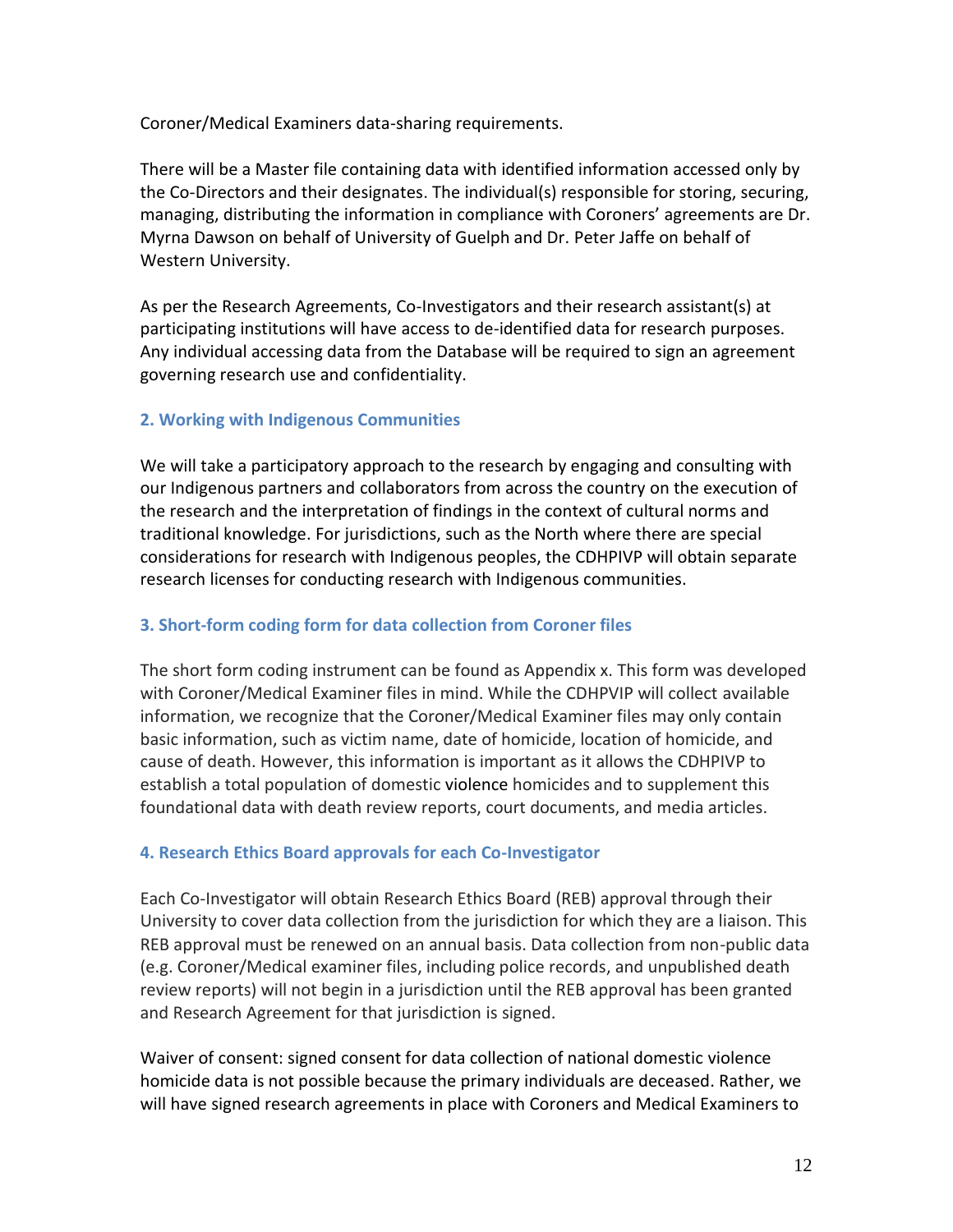Coroner/Medical Examiners data-sharing requirements.

There will be a Master file containing data with identified information accessed only by the Co-Directors and their designates. The individual(s) responsible for storing, securing, managing, distributing the information in compliance with Coroners' agreements are Dr. Myrna Dawson on behalf of University of Guelph and Dr. Peter Jaffe on behalf of Western University.

As per the Research Agreements, Co-Investigators and their research assistant(s) at participating institutions will have access to de-identified data for research purposes. Any individual accessing data from the Database will be required to sign an agreement governing research use and confidentiality.

### 2. Working with Indigenous Communities

We will take a participatory approach to the research by engaging and consulting with our Indigenous partners and collaborators from across the country on the execution of the research and the interpretation of findings in the context of cultural norms and traditional knowledge. For jurisdictions, such as the North where there are special considerations for research with Indigenous peoples, the CDHPIVP will obtain separate research licenses for conducting research with Indigenous communities.

### 3. Short-form coding form for data collection from Coroner files

The short form coding instrument can be found as Appendix x. This form was developed with Coroner/Medical Examiner files in mind. While the CDHPVIP will collect available information, we recognize that the Coroner/Medical Examiner files may only contain basic information, such as victim name, date of homicide, location of homicide, and cause of death. However, this information is important as it allows the CDHPIVP to establish a total population of domestic violence homicides and to supplement this foundational data with death review reports, court documents, and media articles.

### 4. Research Ethics Board approvals for each Co-Investigator

Each Co-Investigator will obtain Research Ethics Board (REB) approval through their University to cover data collection from the jurisdiction for which they are a liaison. This REB approval must be renewed on an annual basis. Data collection from non-public data (e.g. Coroner/Medical examiner files, including police records, and unpublished death review reports) will not begin in a jurisdiction until the REB approval has been granted and Research Agreement for that jurisdiction is signed.

Waiver of consent: signed consent for data collection of national domestic violence homicide data is not possible because the primary individuals are deceased. Rather, we will have signed research agreements in place with Coroners and Medical Examiners to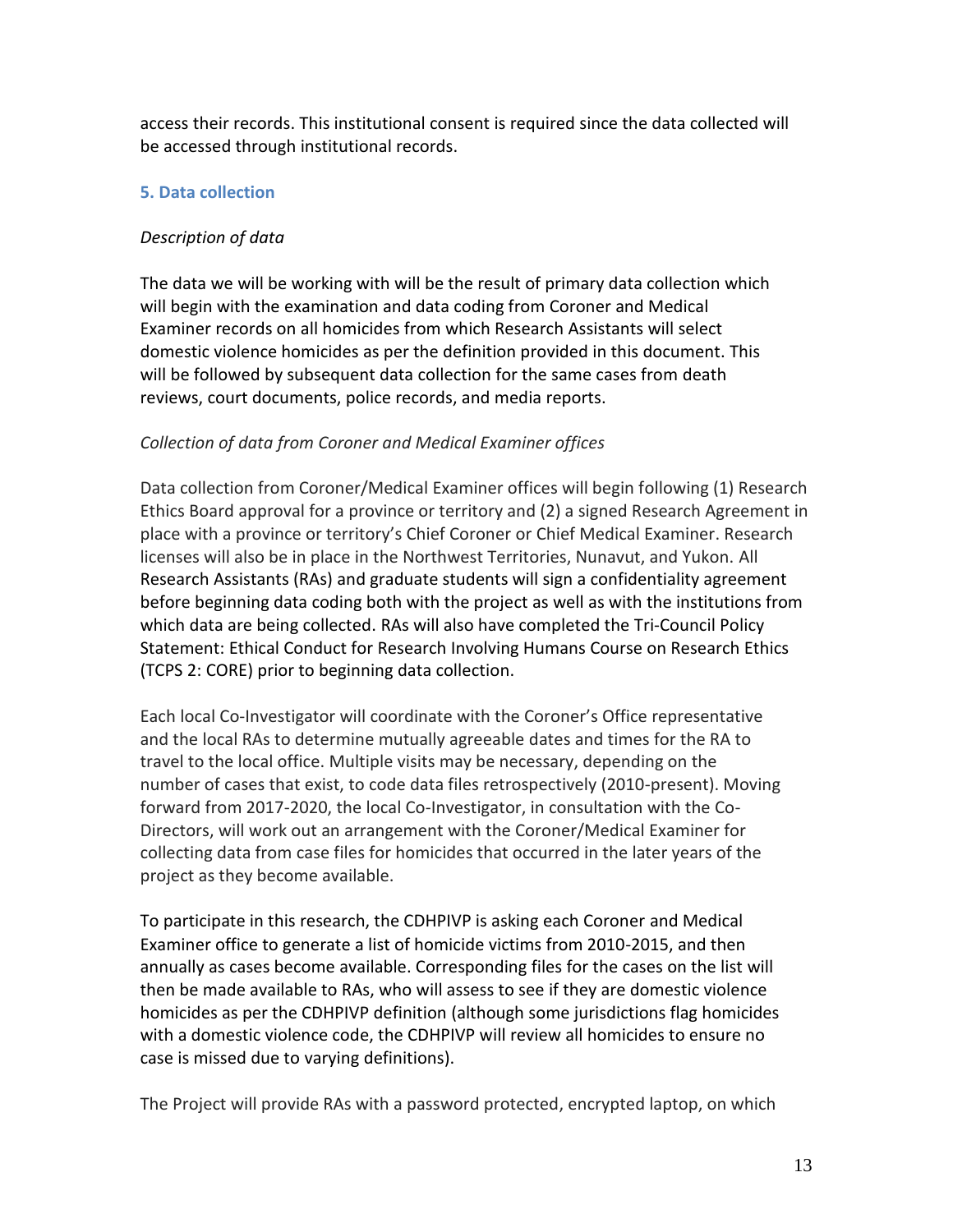access their records. This institutional consent is required since the data collected will be accessed through institutional records.

## 5. Data collection

*Description of data*

The data we will be working with will be the result of primary data collection which will begin with the examination and data coding from Coroner and Medical Examiner records on all homicides from which Research Assistants will select domestic violence homicides as per the definition provided in this document. This will be followed by subsequent data collection for the same cases from death reviews, court documents, police records, and media reports.

*Collection of data from Coroner and Medical Examiner offices*

Data collection from Coroner/Medical Examiner offices will begin following (1) Research Ethics Board approval for a province or territory and (2) a signed Research Agreement in place with a province or territory's Chief Coroner or Chief Medical Examiner. Research licenses will also be in place in the Northwest Territories, Nunavut, and Yukon. All Research Assistants (RAs) and graduate students will sign a confidentiality agreement before beginning data coding both with the project as well as with the institutions from which data are being collected. RAs will also have completed the Tri-Council Policy Statement: Ethical Conduct for Research Involving Humans Course on Research Ethics (TCPS 2: CORE) prior to beginning data collection.

Each local Co-Investigator will coordinate with the Coroner's Office representative and the local RAs to determine mutually agreeable dates and times for the RA to travel to the local office. Multiple visits may be necessary, depending on the number of cases that exist, to code data files retrospectively (2010-present). Moving forward from 2017-2020, the local Co-Investigator, in consultation with the Co-Directors, will work out an arrangement with the Coroner/Medical Examiner for collecting data from case files for homicides that occurred in the later years of the project as they become available.

To participate in this research, the CDHPIVP is asking each Coroner and Medical Examiner office to generate a list of homicide victims from 2010-2015, and then annually as cases become available. Corresponding files for the cases on the list will then be made available to RAs, who will assess to see if they are domestic violence homicides as per the CDHPIVP definition (although some jurisdictions flag homicides with a domestic violence code, the CDHPIVP will review all homicides to ensure no case is missed due to varying definitions).

The Project will provide RAs with a password protected, encrypted laptop, on which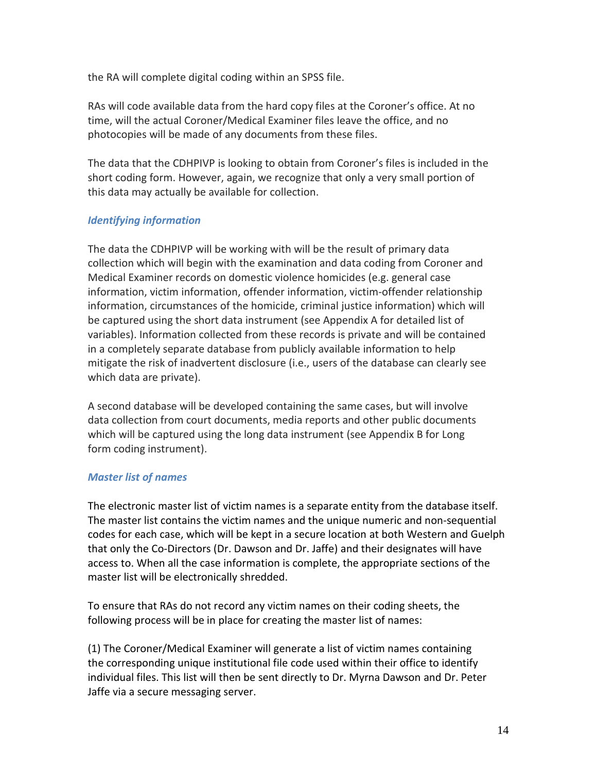the RA will complete digital coding within an SPSS file.

RAs will code available data from the hard copy files at the Coroner's office. At no time, will the actual Coroner/Medical Examiner files leave the office, and no photocopies will be made of any documents from these files.

The data that the CDHPIVP is looking to obtain from Coroner's files is included in the short coding form. However, again, we recognize that only a very small portion of this data may actually be available for collection.

### *Identifying information*

The data the CDHPIVP will be working with will be the result of primary data collection which will begin with the examination and data coding from Coroner and Medical Examiner records on domestic violence homicides (e.g. general case information, victim information, offender information, victim-offender relationship information, circumstances of the homicide, criminal justice information) which will be captured using the short data instrument (see Appendix A for detailed list of variables). Information collected from these records is private and will be contained in a completely separate database from publicly available information to help mitigate the risk of inadvertent disclosure (i.e., users of the database can clearly see which data are private).

A second database will be developed containing the same cases, but will involve data collection from court documents, media reports and other public documents which will be captured using the long data instrument (see Appendix B for Long form coding instrument).

### *Master list of names*

The electronic master list of victim names is a separate entity from the database itself. The master list contains the victim names and the unique numeric and non-sequential codes for each case, which will be kept in a secure location at both Western and Guelph that only the Co-Directors (Dr. Dawson and Dr. Jaffe) and their designates will have access to. When all the case information is complete, the appropriate sections of the master list will be electronically shredded.

To ensure that RAs do not record any victim names on their coding sheets, the following process will be in place for creating the master list of names:

(1) The Coroner/Medical Examiner will generate a list of victim names containing the corresponding unique institutional file code used within their office to identify individual files. This list will then be sent directly to Dr. Myrna Dawson and Dr. Peter Jaffe via a secure messaging server.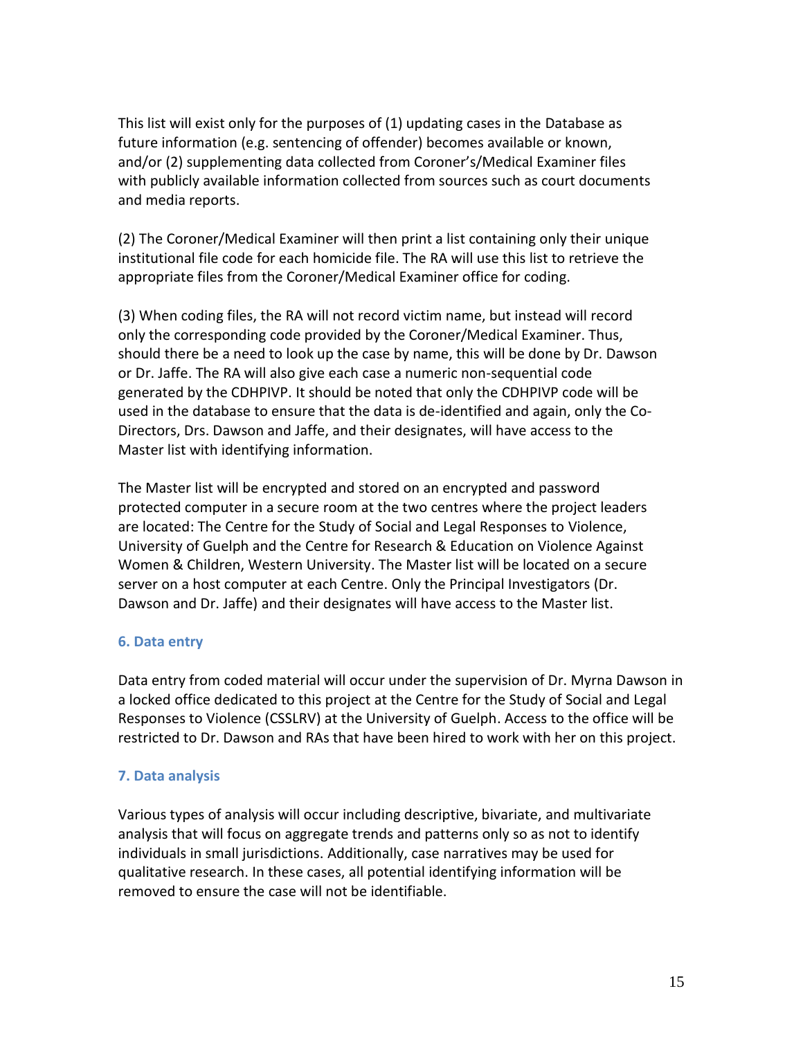This list will exist only for the purposes of (1) updating cases in the Database as future information (e.g. sentencing of offender) becomes available or known, and/or (2) supplementing data collected from Coroner's/Medical Examiner files with publicly available information collected from sources such as court documents and media reports.

(2) The Coroner/Medical Examiner will then print a list containing only their unique institutional file code for each homicide file. The RA will use this list to retrieve the appropriate files from the Coroner/Medical Examiner office for coding.

(3) When coding files, the RA will not record victim name, but instead will record only the corresponding code provided by the Coroner/Medical Examiner. Thus, should there be a need to look up the case by name, this will be done by Dr. Dawson or Dr. Jaffe. The RA will also give each case a numeric non-sequential code generated by the CDHPIVP. It should be noted that only the CDHPIVP code will be used in the database to ensure that the data is de-identified and again, only the Co-Directors, Drs. Dawson and Jaffe, and their designates, will have access to the Master list with identifying information.

The Master list will be encrypted and stored on an encrypted and password protected computer in a secure room at the two centres where the project leaders are located: The Centre for the Study of Social and Legal Responses to Violence, University of Guelph and the Centre for Research & Education on Violence Against Women & Children, Western University. The Master list will be located on a secure server on a host computer at each Centre. Only the Principal Investigators (Dr. Dawson and Dr. Jaffe) and their designates will have access to the Master list.

### 6. Data entry

Data entry from coded material will occur under the supervision of Dr. Myrna Dawson in a locked office dedicated to this project at the Centre for the Study of Social and Legal Responses to Violence (CSSLRV) at the University of Guelph. Access to the office will be restricted to Dr. Dawson and RAs that have been hired to work with her on this project.

### 7. Data analysis

Various types of analysis will occur including descriptive, bivariate, and multivariate analysis that will focus on aggregate trends and patterns only so as not to identify individuals in small jurisdictions. Additionally, case narratives may be used for qualitative research. In these cases, all potential identifying information will be removed to ensure the case will not be identifiable.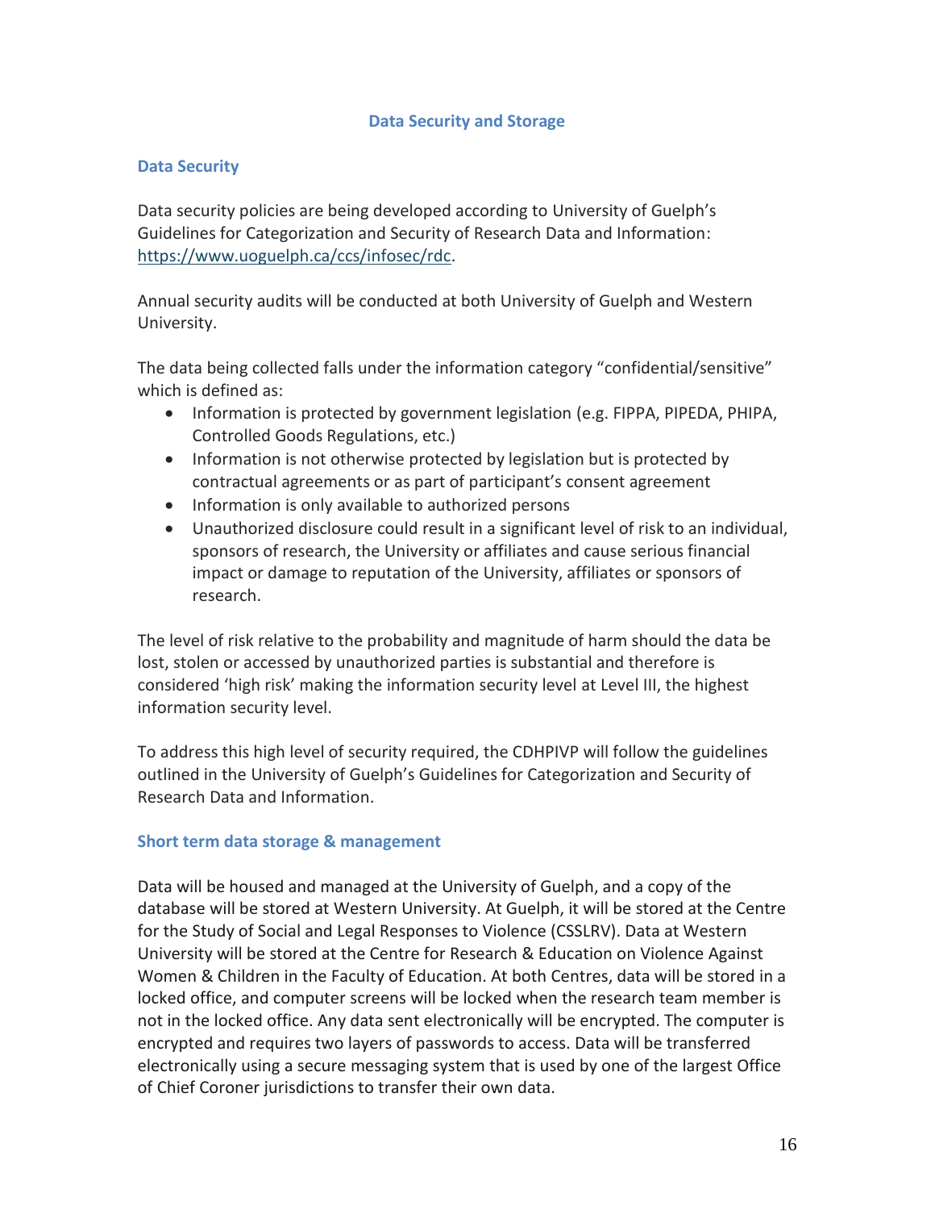## Data Security and Storage

### Data Security

Data security policies are being developed according to University of Guelph's Guidelines for Categorization and Security of Research Data and Information: [https://www.uoguelph.ca/ccs/infosec/rdc](https://www.uoguelph.ca/ccs/infosec/rdc).

Annual security audits will be conducted at both University of Guelph and Western University.

The data being collected falls under the information category "confidential/sensitive" which is defined as:

- Information is protected by government legislation (e.g. FIPPA, PIPEDA, PHIPA, Controlled Goods Regulations, etc.)
- Information is not otherwise protected by legislation but is protected by contractual agreements or as part of participant's consent agreement
- Information is only available to authorized persons
- Unauthorized disclosure could result in a significant level of risk to an individual, sponsors of research, the University or affiliates and cause serious financial impact or damage to reputation of the University, affiliates or sponsors of research.

The level of risk relative to the probability and magnitude of harm should the data be lost, stolen or accessed by unauthorized parties is substantial and therefore is considered 'high risk' making the information security level at Level III, the highest information security level.

To address this high level of security required, the CDHPIVP will follow the guidelines outlined in the University of Guelph's Guidelines for Categorization and Security of Research Data and Information.

### Short term data storage & management

Data will be housed and managed at the University of Guelph, and a copy of the database will be stored at Western University. At Guelph, it will be stored at the Centre for the Study of Social and Legal Responses to Violence (CSSLRV). Data at Western University will be stored at the Centre for Research & Education on Violence Against Women & Children in the Faculty of Education. At both Centres, data will be stored in a locked office, and computer screens will be locked when the research team member is not in the locked office. Any data sent electronically will be encrypted. The computer is encrypted and requires two layers of passwords to access. Data will be transferred electronically using a secure messaging system that is used by one of the largest Office of Chief Coroner jurisdictions to transfer their own data.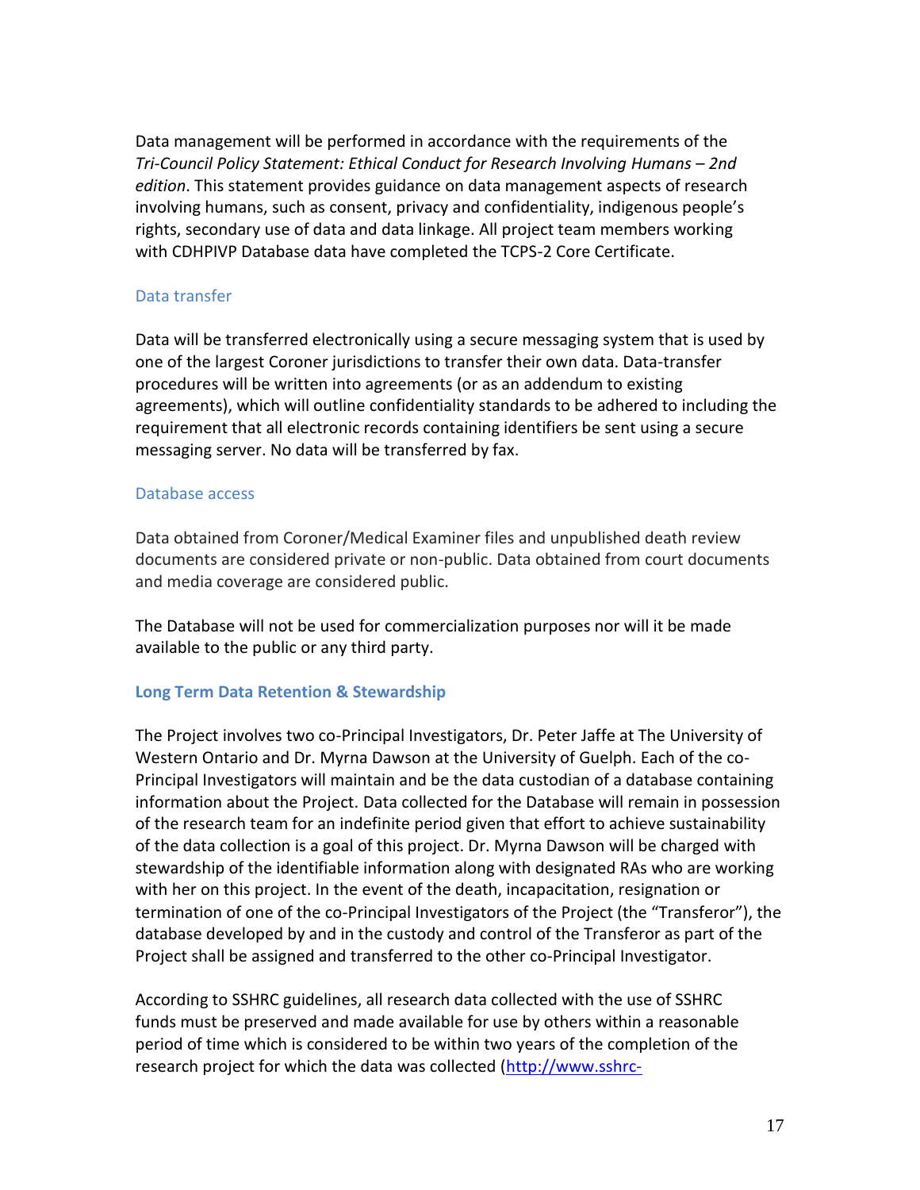Data management will be performed in accordance with the requirements of the *Tri-Council Policy Statement: Ethical Conduct for Research Involving Humans – 2nd edition*. This statement provides guidance on data management aspects of research involving humans, such as consent, privacy and confidentiality, indigenous people's rights, secondary use of data and data linkage. All project team members working with CDHPIVP Database data have completed the TCPS-2 Core Certificate.

### Data transfer

Data will be transferred electronically using a secure messaging system that is used by one of the largest Coroner jurisdictions to transfer their own data. Data-transfer procedures will be written into agreements (or as an addendum to existing agreements), which will outline confidentiality standards to be adhered to including the requirement that all electronic records containing identifiers be sent using a secure messaging server. No data will be transferred by fax.

### Database access

Data obtained from Coroner/Medical Examiner files and unpublished death review documents are considered private or non-public. Data obtained from court documents and media coverage are considered public.

The Database will not be used for commercialization purposes nor will it be made available to the public or any third party.

## Long Term Data Retention & Stewardship

The Project involves two co-Principal Investigators, Dr. Peter Jaffe at The University of Western Ontario and Dr. Myrna Dawson at the University of Guelph. Each of the co-Principal Investigators will maintain and be the data custodian of a database containing information about the Project. Data collected for the Database will remain in possession of the research team for an indefinite period given that effort to achieve sustainability of the data collection is a goal of this project. Dr. Myrna Dawson will be charged with stewardship of the identifiable information along with designated RAs who are working with her on this project. In the event of the death, incapacitation, resignation or termination of one of the co-Principal Investigators of the Project (the "Transferor"), the database developed by and in the custody and control of the Transferor as part of the Project shall be assigned and transferred to the other co-Principal Investigator.

According to SSHRC guidelines, all research data collected with the use of SSHRC funds must be preserved and made available for use by others within a reasonable period of time which is considered to be within two years of the completion of the research project for which the data was collected (http://www.sshrc-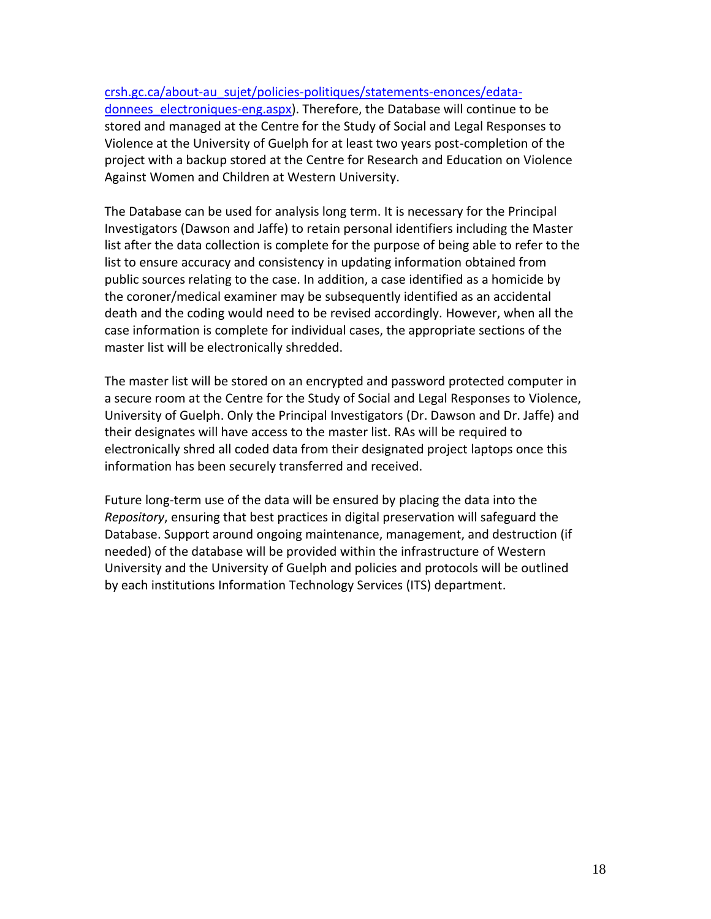crsh.gc.ca/about-au_sujet/policies-politiques/statements-enonces/edata-donnees_electroniques-eng.aspx). Therefore, the Database will continue to be stored and managed at the Centre for the Study of Social and Legal Responses to Violence at the University of Guelph for at least two years post-completion of the project with a backup stored at the Centre for Research and Education on Violence Against Women and Children at Western University.

The Database can be used for analysis long term. It is necessary for the Principal Investigators (Dawson and Jaffe) to retain personal identifiers including the Master list after the data collection is complete for the purpose of being able to refer to the list to ensure accuracy and consistency in updating information obtained from public sources relating to the case. In addition, a case identified as a homicide by the coroner/medical examiner may be subsequently identified as an accidental death and the coding would need to be revised accordingly. However, when all the case information is complete for individual cases, the appropriate sections of the master list will be electronically shredded.

The master list will be stored on an encrypted and password protected computer in a secure room at the Centre for the Study of Social and Legal Responses to Violence, University of Guelph. Only the Principal Investigators (Dr. Dawson and Dr. Jaffe) and their designates will have access to the master list. RAs will be required to electronically shred all coded data from their designated project laptops once this information has been securely transferred and received.

Future long-term use of the data will be ensured by placing the data into the *Repository*, ensuring that best practices in digital preservation will safeguard the Database. Support around ongoing maintenance, management, and destruction (if needed) of the database will be provided within the infrastructure of Western University and the University of Guelph and policies and protocols will be outlined by each institutions Information Technology Services (ITS) department.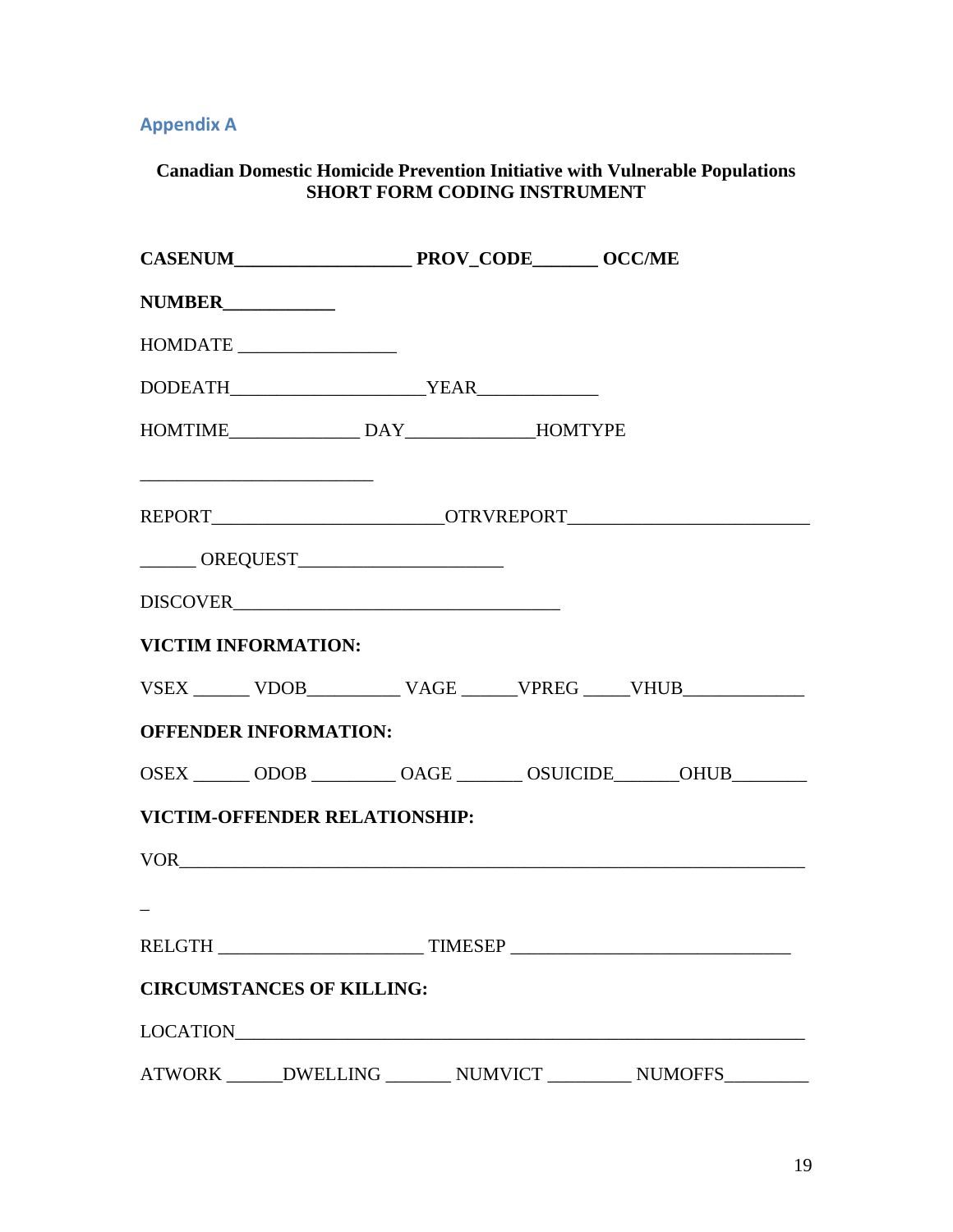## Appendix A

**Canadian Domestic Homicide Prevention Initiative with Vulnerable Populations**
**SHORT FORM CODING INSTRUMENT**

**CASENUM__________________ PROV_CODE______ OCC/ME**

**NUMBER___________**

HOMDATE ________________

DODEATH____________________YEAR____________

HOMTIME_____________ DAY_____________HOMTYPE

________________________

REPORT_______________________OTRVREPORT________________________

______ OREQUEST____________________

DISCOVER_________________________________

**VICTIM INFORMATION:**

VSEX ______ VDOB_________ VAGE ______VPREG _____VHUB____________

**OFFENDER INFORMATION:**

OSEX ______ ODOB _________ OAGE _______ OSUICIDE______OHUB_______

**VICTIM-OFFENDER RELATIONSHIP:**

VOR______________________________________________________________

_

RELGTH _____________________ TIMESEP _____________________________

**CIRCUMSTANCES OF KILLING:**

LOCATION__________________________________________________________

ATWORK ______DWELLING _______ NUMVICT _________ NUMOFFS_________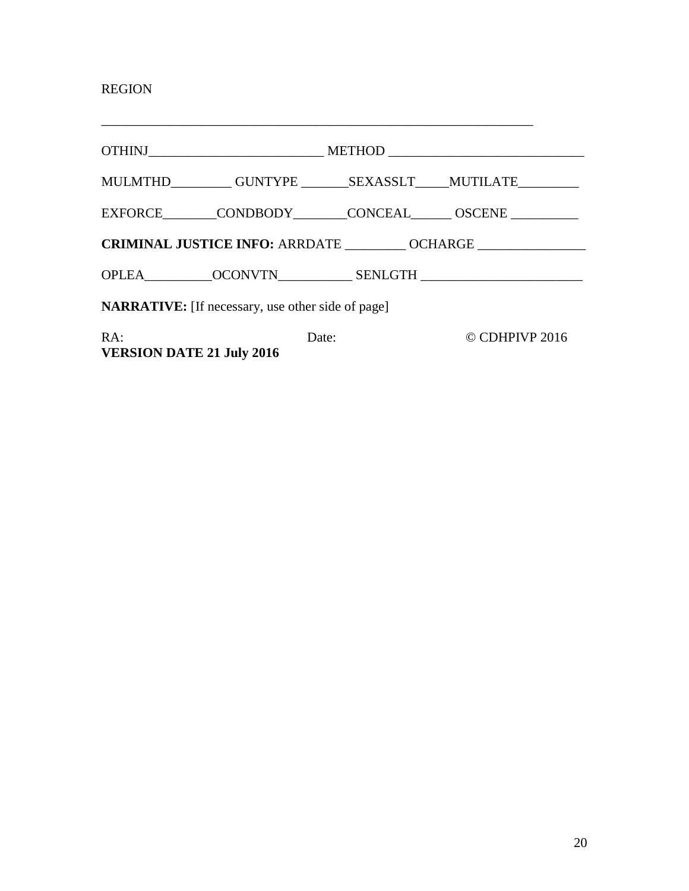REGION

_________________________________________________________________

OTHINJ__________________________ METHOD ____________________________

MULMTHD_________ GUNTYPE _______SEXASSLT_____MUTILATE_________

EXFORCE________CONDBODY________CONCEAL______ OSCENE __________

**CRIMINAL JUSTICE INFO:** ARRDATE _________ OCHARGE ________________

OPLEA__________OCONVTN___________ SENLGTH ________________________

**NARRATIVE:** [If necessary, use other side of page]

RA: Date: © CDHPIVP 2016

**VERSION DATE 21 July 2016**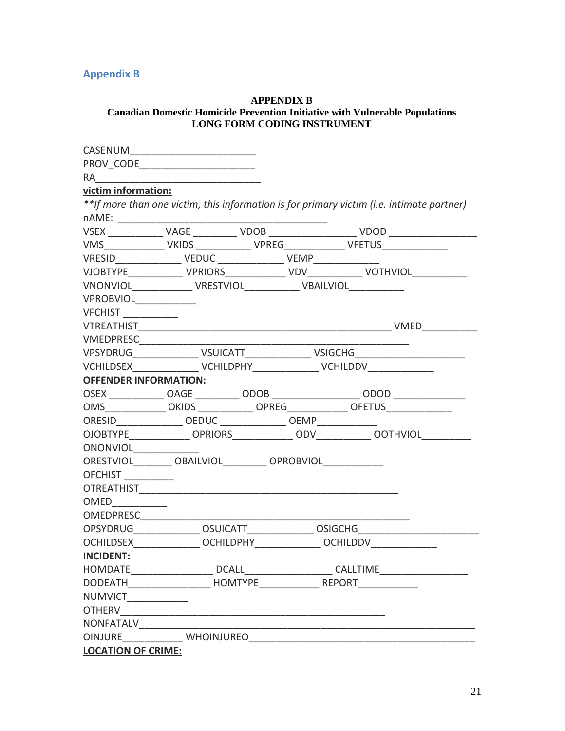## Appendix B

**APPENDIX B**
**Canadian Domestic Homicide Prevention Initiative with Vulnerable Populations**
**LONG FORM CODING INSTRUMENT**

CASENUM_______________________
PROV_CODE______________________
RA_____________________________

**victim information:**

*\*\*If more than one victim, this information is for primary victim (i.e. intimate partner)*

nAME: _______________________________________

VSEX __________ VAGE ________ VDOB ________________ VDOD ________________
VMS___________ VKIDS __________ VPREG___________ VFETUS____________
VRESID____________ VEDUC ____________ VEMP____________
VJOBTYPE__________ VPRIORS___________ VDV__________ VOTHVIOL__________
VNONVIOL___________ VRESTVIOL__________ VBAILVIOL__________
VPROBVIOL___________
VFCHIST __________
VTREATHIST_______________________________________________ VMED__________
VMEDPRESC________________________________________________
VPSYDRUG____________ VSUICATT____________ VSIGCHG____________________
VCHILDSEX____________ VCHILDPHY____________ VCHILDDV____________

**OFFENDER INFORMATION:**

OSEX __________ OAGE ________ ODOB ________________ ODOD _____________
OMS___________ OKIDS __________ OPREG___________ OFETUS____________
ORESID____________ OEDUC ____________ OEMP___________
OJOBTYPE___________ OPRIORS___________ ODV__________ OOTHVIOL_________
ONONVIOL____________
ORESTVIOL_______ OBAILVIOL________ OPROBVIOL___________
OFCHIST _________
OTREATHIST_______________________________________________
OMED__________
OMEDPRESC________________________________________________
OPSYDRUG____________ OSUICATT____________ OSIGCHG______________________
OCHILDSEX____________ OCHILDPHY____________ OCHILDDV____________

**INCIDENT:**

HOMDATE_______________ DCALL________________ CALLTIME________________
DODEATH_______________ HOMTYPE___________ REPORT___________
NUMVICT___________
OTHERV________________________________________________
NONFATALV_______________________________________________________________
OINJURE___________ WHOINJUREO__________________________________________

**LOCATION OF CRIME:**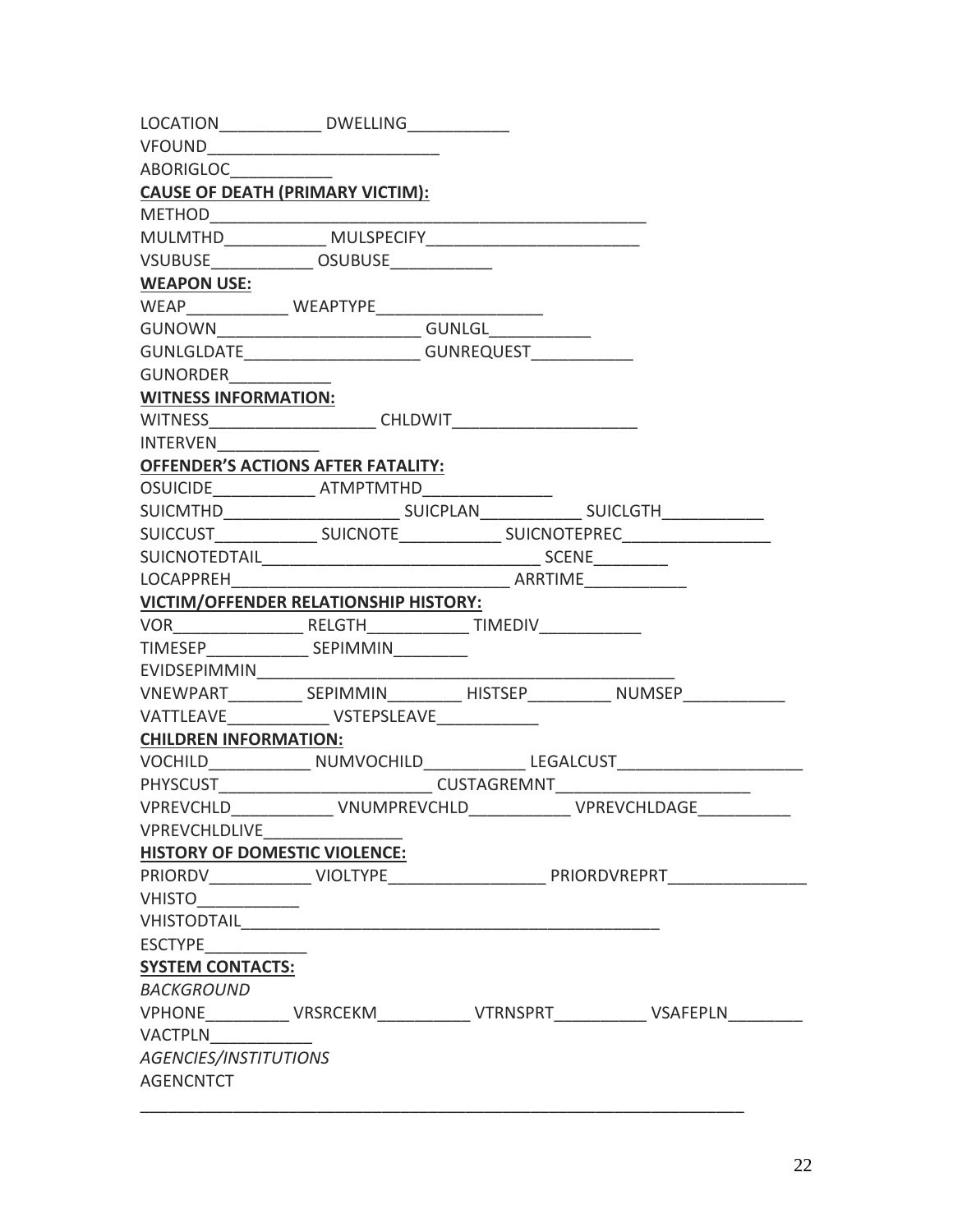LOCATION___________ DWELLING___________

VFOUND__________________________

ABORIGLOC___________

**CAUSE OF DEATH (PRIMARY VICTIM):**

METHOD__________________________________________________

MULMTHD___________ MULSPECIFY_______________________

VSUBUSE___________ OSUBUSE___________

**WEAPON USE:**

WEAP___________ WEAPTYPE__________________

GUNOWN______________________ GUNLGL___________

GUNLGLDATE___________________ GUNREQUEST___________

GUNORDER___________

**WITNESS INFORMATION:**

WITNESS__________________ CHLDWIT____________________

INTERVEN___________

**OFFENDER'S ACTIONS AFTER FATALITY:**

OSUICIDE___________ ATMPTMTHD______________

SUICMTHD____________________ SUICPLAN___________ SUICLGTH___________

SUICCUST___________ SUICNOTE___________ SUICNOTEPREC________________

SUICNOTEDTAIL______________________________ SCENE________

LOCAPPREH______________________________ ARRTIME___________

**VICTIM/OFFENDER RELATIONSHIP HISTORY:**

VOR______________ RELGTH___________ TIMEDIV___________

TIMESEP___________ SEPIMMIN________

EVIDSEPIMMIN_____________________________________________

VNEWPART________ SEPIMMIN________ HISTSEP_________ NUMSEP___________

VATTLEAVE___________ VSTEPSLEAVE___________

**CHILDREN INFORMATION:**

VOCHILD___________ NUMVOCHILD___________ LEGALCUST____________________

PHYSCUST________________________ CUSTAGREMNT_____________________

VPREVCHLD___________ VNUMPREVCHLD___________ VPREVCHLDAGE__________

VPREVCHLDLIVE_______________

**HISTORY OF DOMESTIC VIOLENCE:**

PRIORDV___________ VIOLTYPE_________________ PRIORDVREPRT_______________

VHISTO___________

VHISTODTAIL______________________________________________

ESCTYPE___________

**SYSTEM CONTACTS:**

*BACKGROUND*

VPHONE_________ VRSRCEKM__________ VTRNSPRT__________ VSAFEPLN________

VACTPLN___________

*AGENCIES/INSTITUTIONS*

AGENCNTCT

_________________________________________________________________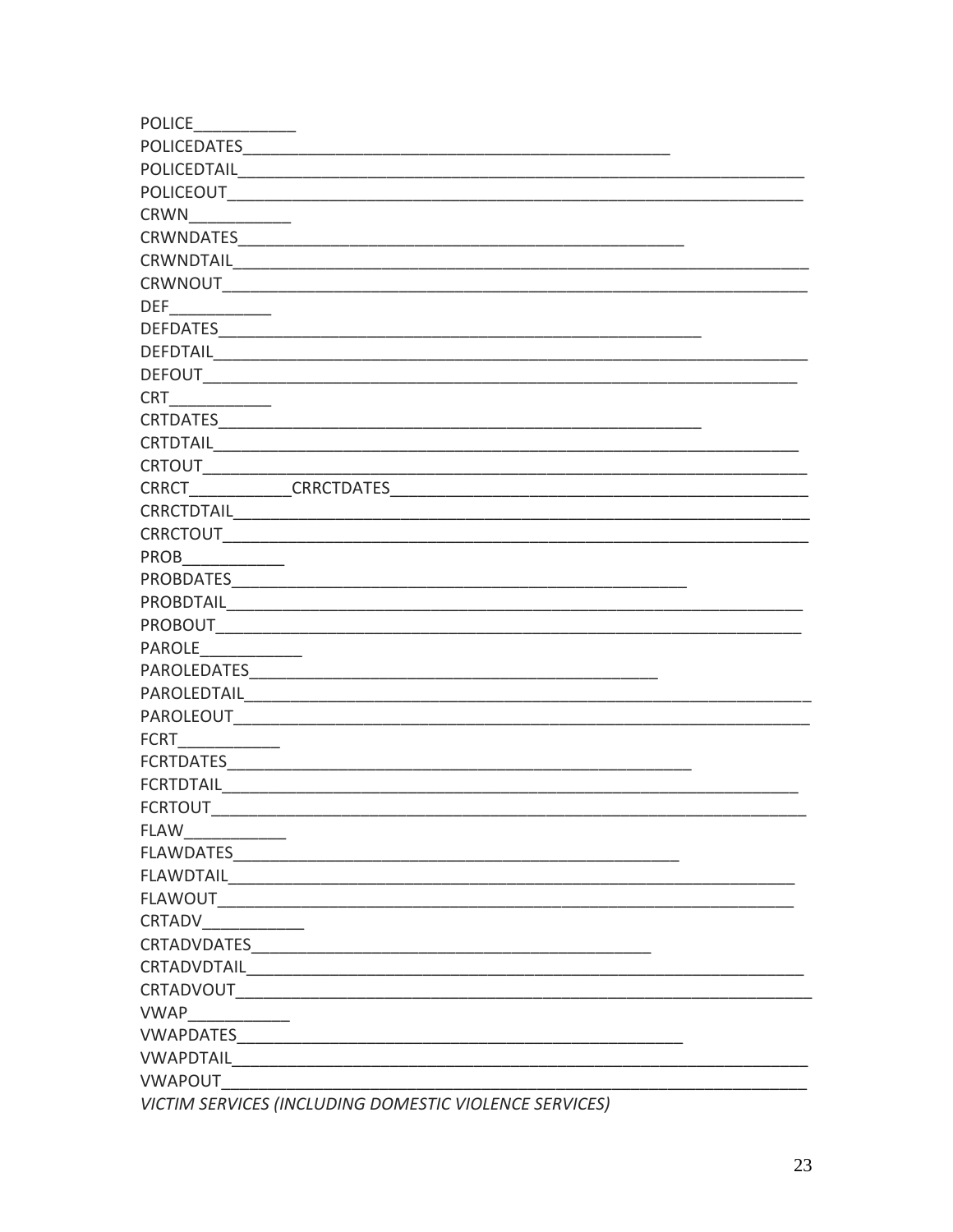POLICE____________

POLICEDATES__________________________________________________

POLICEDTAIL____________________________________________________________________

POLICEOUT_____________________________________________________________________

CRWN____________

CRWNDATES____________________________________________________

CRWNDTAIL_____________________________________________________________________

CRWNOUT______________________________________________________________________

DEF____________

DEFDATES________________________________________________________

DEFDTAIL_______________________________________________________________________

DEFOUT________________________________________________________________________

CRT____________

CRTDATES________________________________________________________

CRTDTAIL_______________________________________________________________________

CRTOUT________________________________________________________________________

CRRCT____________CRRCTDATES__________________________________________________

CRRCTDTAIL_____________________________________________________________________

CRRCTOUT______________________________________________________________________

PROB____________

PROBDATES_____________________________________________________

PROBDTAIL_____________________________________________________________________

PROBOUT______________________________________________________________________

PAROLE____________

PAROLEDATES_________________________________________________

PAROLEDTAIL____________________________________________________________________

PAROLEOUT_____________________________________________________________________

FCRT____________

FCRTDATES______________________________________________________

FCRTDTAIL______________________________________________________________________

FCRTOUT_______________________________________________________________________

FLAW____________

FLAWDATES____________________________________________________

FLAWDTAIL_____________________________________________________________________

FLAWOUT______________________________________________________________________

CRTADV____________

CRTADVDATES_______________________________________________

CRTADVDTAIL____________________________________________________________________

CRTADVOUT_____________________________________________________________________

VWAP____________

VWAPDATES____________________________________________________

VWAPDTAIL_____________________________________________________________________

VWAPOUT______________________________________________________________________

*VICTIM SERVICES (INCLUDING DOMESTIC VIOLENCE SERVICES)*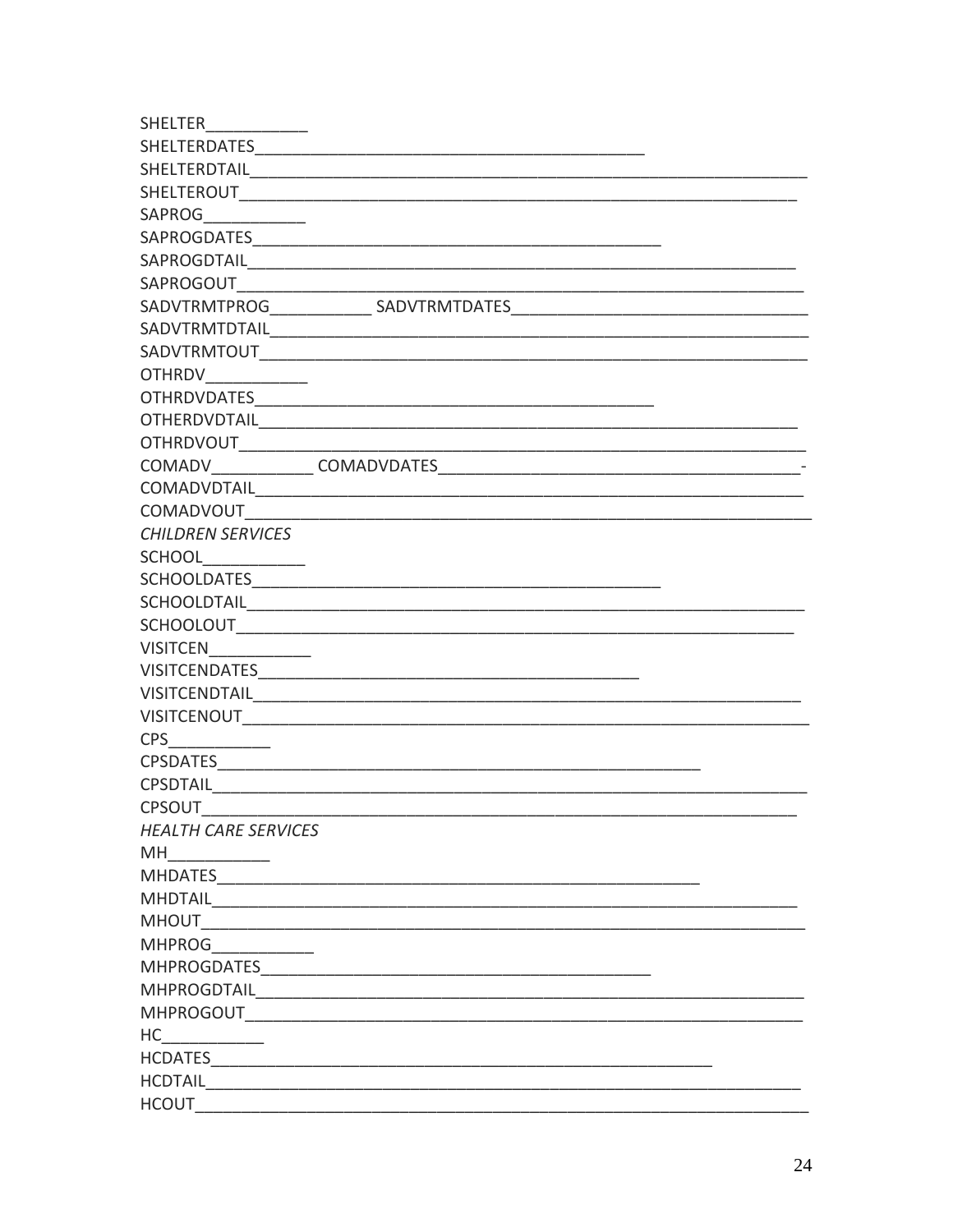SHELTER___________

SHELTERDATES____________________________________________

SHELTERDTAIL_______________________________________________________________

SHELTEROUT_______________________________________________________________

SAPROG___________

SAPROGDATES_____________________________________________

SAPROGDTAIL______________________________________________________________

SAPROGOUT________________________________________________________________

SADVTRMTPROG___________ SADVTRMTDATES________________________________

SADVTRMTDTAIL____________________________________________________________

SADVTRMTOUT_____________________________________________________________

OTHRDV___________

OTHRDVDATES____________________________________________

OTHERDVDTAIL_____________________________________________________________

OTHRDVOUT_______________________________________________________________

COMADV___________ COMADVDATES______________________________________-

COMADVDTAIL______________________________________________________________

COMADVOUT_______________________________________________________________

*CHILDREN SERVICES*

SCHOOL___________

SCHOOLDATES_____________________________________________

SCHOOLDTAIL______________________________________________________________

SCHOOLOUT_______________________________________________________________

VISITCEN___________

VISITCENDATES__________________________________________

VISITCENDTAIL_____________________________________________________________

VISITCENOUT______________________________________________________________

CPS___________

CPSDATES______________________________________________________

CPSDTAIL_________________________________________________________________

CPSOUT__________________________________________________________________

*HEALTH CARE SERVICES*

MH___________

MHDATES_______________________________________________________

MHDTAIL__________________________________________________________________

MHOUT___________________________________________________________________

MHPROG___________

MHPROGDATES__________________________________________

MHPROGDTAIL_____________________________________________________________

MHPROGOUT______________________________________________________________

HC___________

HCDATES_________________________________________________________

HCDTAIL__________________________________________________________________

HCOUT___________________________________________________________________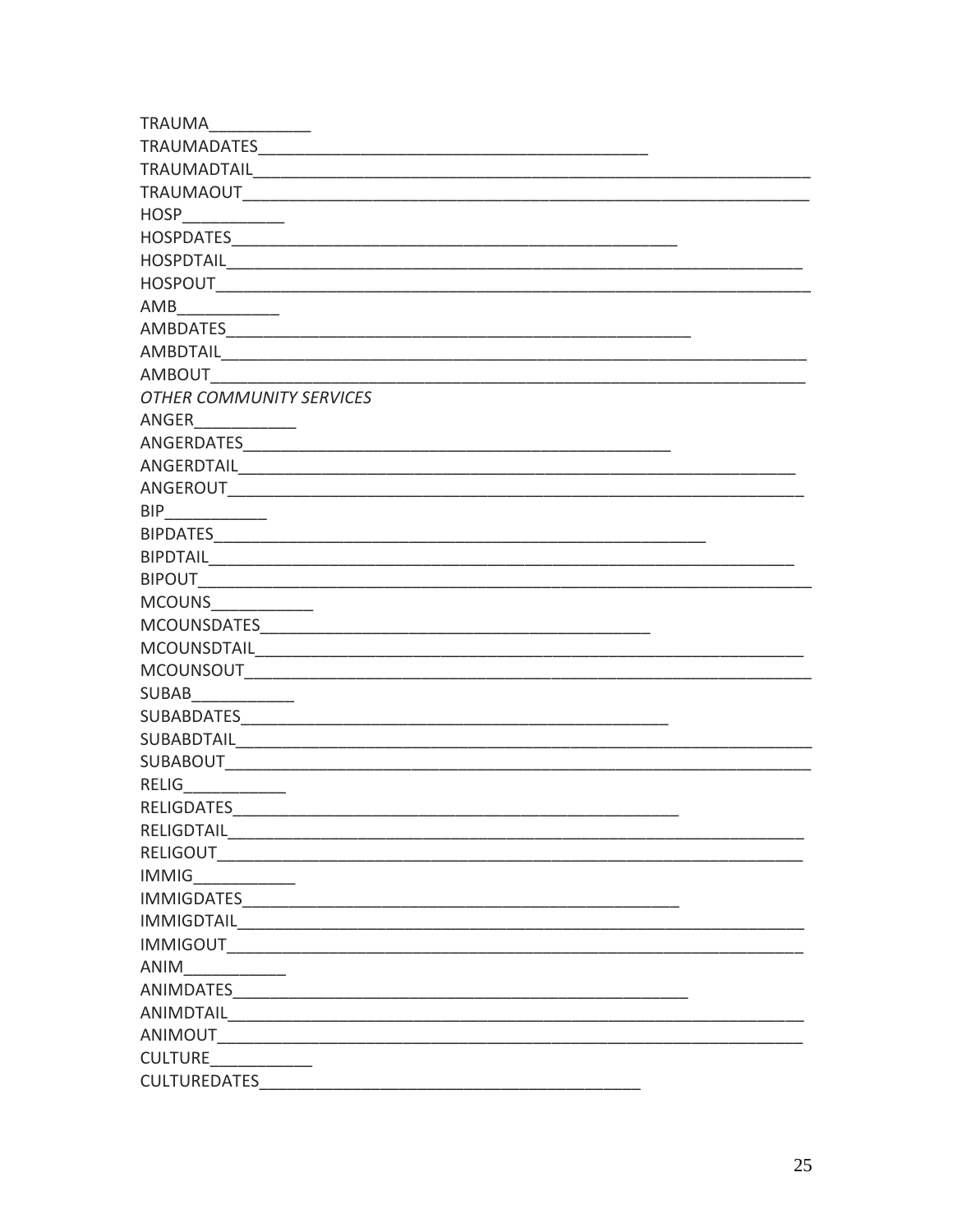TRAUMA___________

TRAUMADATES___________________________________________

TRAUMADTAIL______________________________________________________________

TRAUMAOUT_______________________________________________________________

HOSP___________

HOSPDATES_________________________________________________

HOSPDTAIL_______________________________________________________________

HOSPOUT_________________________________________________________________

AMB___________

AMBDATES___________________________________________________

AMBDTAIL_________________________________________________________________

AMBOUT__________________________________________________________________

*OTHER COMMUNITY SERVICES*

ANGER___________

ANGERDATES______________________________________________

ANGERDTAIL_____________________________________________________________

ANGEROUT_______________________________________________________________

BIP___________

BIPDATES_____________________________________________________

BIPDTAIL_________________________________________________________________

BIPOUT___________________________________________________________________

MCOUNS___________

MCOUNSDATES__________________________________________

MCOUNSDTAIL___________________________________________________________

MCOUNSOUT____________________________________________________________

SUBAB___________

SUBABDATES_____________________________________________

SUBABDTAIL______________________________________________________________

SUBABOUT_______________________________________________________________

RELIG___________

RELIGDATES_________________________________________________

RELIGDTAIL______________________________________________________________

RELIGOUT________________________________________________________________

IMMIG___________

IMMIGDATES_______________________________________________

IMMIGDTAIL______________________________________________________________

IMMIGOUT________________________________________________________________

ANIM___________

ANIMDATES__________________________________________________

ANIMDTAIL_______________________________________________________________

ANIMOUT_________________________________________________________________

CULTURE___________

CULTUREDATES_________________________________________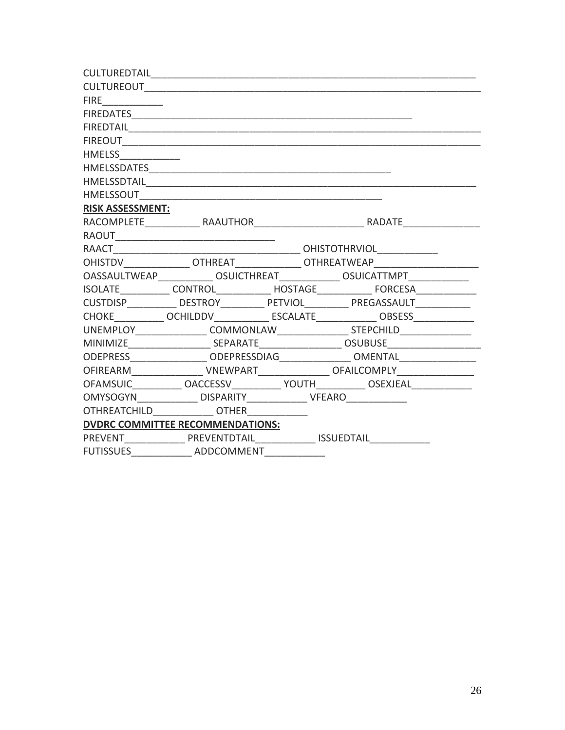CULTUREDTAIL_______________________________________________________________

CULTUREOUT________________________________________________________________

FIRE___________

FIREDATES______________________________________________________

FIREDTAIL__________________________________________________________________

FIREOUT____________________________________________________________________

HMELSS___________

HMELSSDATES______________________________________________

HMELSSDTAIL_______________________________________________________________

HMELSSOUT_____________________________________________

**RISK ASSESSMENT:**

RACOMPLETE__________ RAAUTHOR____________________ RADATE______________

RAOUT_____________________________

RAACT__________________________________ OHISTOTHRVIOL___________

OHISTDV____________ OTHREAT____________ OTHREATWEAP___________________

OASSAULTWEAP__________ OSUICTHREAT___________ OSUICATTMPT___________

ISOLATE_________ CONTROL__________ HOSTAGE__________ FORCESA___________

CUSTDISP_________ DESTROY________ PETVIOL________ PREGASSAULT__________

CHOKE_________ OCHILDDV__________ ESCALATE___________ OBSESS___________

UNEMPLOY_____________ COMMONLAW_____________ STEPCHILD_____________

MINIMIZE_______________ SEPARATE_______________ OSUBUSE_________________

ODEPRESS______________ ODEPRESSDIAG_____________ OMENTAL______________

OFIREARM_____________ VNEWPART_____________ OFAILCOMPLY______________

OFAMSUIC_________ OACCESSV_________ YOUTH_________ OSEXJEAL___________

OMYSOGYN___________ DISPARITY___________ VFEARO___________

OTHREATCHILD___________ OTHER___________

**DVDRC COMMITTEE RECOMMENDATIONS:**

PREVENT___________ PREVENTDTAIL___________ ISSUEDTAIL___________

FUTISSUES___________ ADDCOMMENT___________